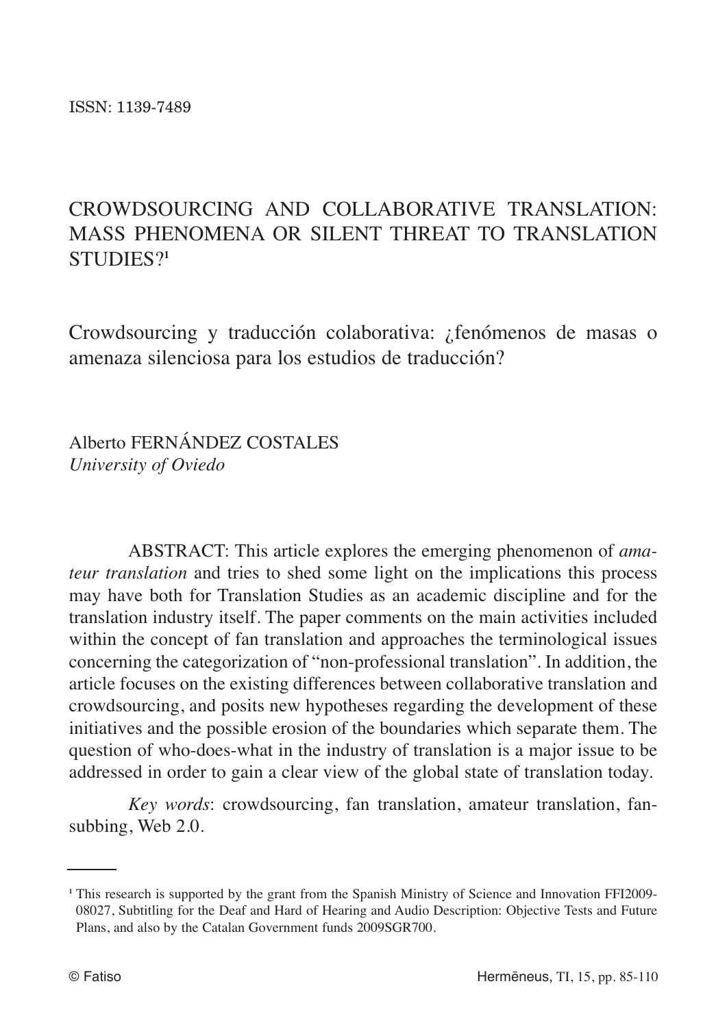ISSN: 1139-7489

# CROWDSOURCING AND COLLABORATIVE TRANSLATION: MASS PHENOMENA OR SILENT THREAT TO TRANSLATION STUDIES?[1]

## Crowdsourcing y traducción colaborativa: ¿fenómenos de masas o amenaza silenciosa para los estudios de traducción?

Alberto FERNÁNDEZ COSTALES
*University of Oviedo*

ABSTRACT: This article explores the emerging phenomenon of *amateur translation* and tries to shed some light on the implications this process may have both for Translation Studies as an academic discipline and for the translation industry itself. The paper comments on the main activities included within the concept of fan translation and approaches the terminological issues concerning the categorization of "non-professional translation". In addition, the article focuses on the existing differences between collaborative translation and crowdsourcing, and posits new hypotheses regarding the development of these initiatives and the possible erosion of the boundaries which separate them. The question of who-does-what in the industry of translation is a major issue to be addressed in order to gain a clear view of the global state of translation today.

*Key words*: crowdsourcing, fan translation, amateur translation, fansubbing, Web 2.0.

---

[1] This research is supported by the grant from the Spanish Ministry of Science and Innovation FFI2009-08027, Subtitling for the Deaf and Hard of Hearing and Audio Description: Objective Tests and Future Plans, and also by the Catalan Government funds 2009SGR700.

© Fatiso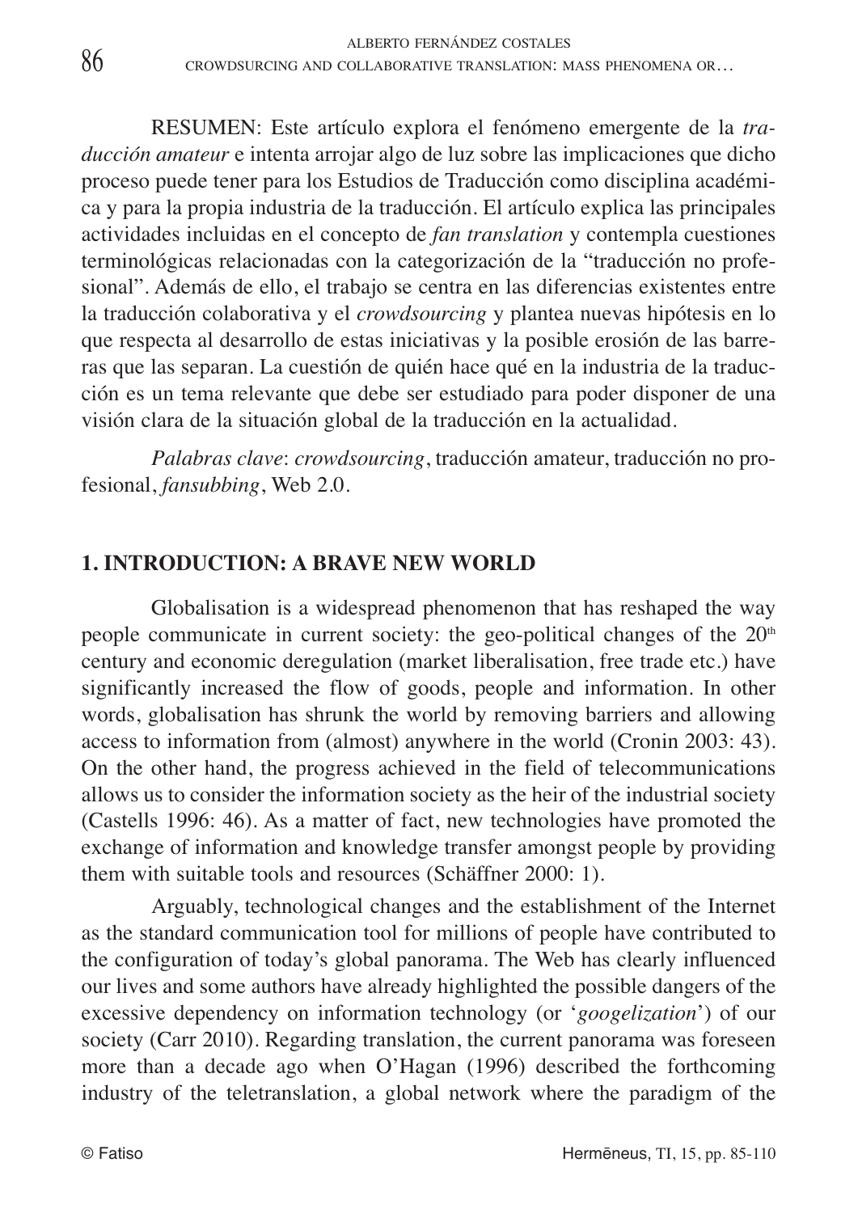RESUMEN: Este artículo explora el fenómeno emergente de la *traducción amateur* e intenta arrojar algo de luz sobre las implicaciones que dicho proceso puede tener para los Estudios de Traducción como disciplina académica y para la propia industria de la traducción. El artículo explica las principales actividades incluidas en el concepto de *fan translation* y contempla cuestiones terminológicas relacionadas con la categorización de la "traducción no profesional". Además de ello, el trabajo se centra en las diferencias existentes entre la traducción colaborativa y el *crowdsourcing* y plantea nuevas hipótesis en lo que respecta al desarrollo de estas iniciativas y la posible erosión de las barreras que las separan. La cuestión de quién hace qué en la industria de la traducción es un tema relevante que debe ser estudiado para poder disponer de una visión clara de la situación global de la traducción en la actualidad.

*Palabras clave*: *crowdsourcing*, traducción amateur, traducción no profesional, *fansubbing*, Web 2.0.

## 1. INTRODUCTION: A BRAVE NEW WORLD

Globalisation is a widespread phenomenon that has reshaped the way people communicate in current society: the geo-political changes of the 20th century and economic deregulation (market liberalisation, free trade etc.) have significantly increased the flow of goods, people and information. In other words, globalisation has shrunk the world by removing barriers and allowing access to information from (almost) anywhere in the world (Cronin 2003: 43). On the other hand, the progress achieved in the field of telecommunications allows us to consider the information society as the heir of the industrial society (Castells 1996: 46). As a matter of fact, new technologies have promoted the exchange of information and knowledge transfer amongst people by providing them with suitable tools and resources (Schäffner 2000: 1).

Arguably, technological changes and the establishment of the Internet as the standard communication tool for millions of people have contributed to the configuration of today's global panorama. The Web has clearly influenced our lives and some authors have already highlighted the possible dangers of the excessive dependency on information technology (or '*googelization*') of our society (Carr 2010). Regarding translation, the current panorama was foreseen more than a decade ago when O'Hagan (1996) described the forthcoming industry of the teletranslation, a global network where the paradigm of the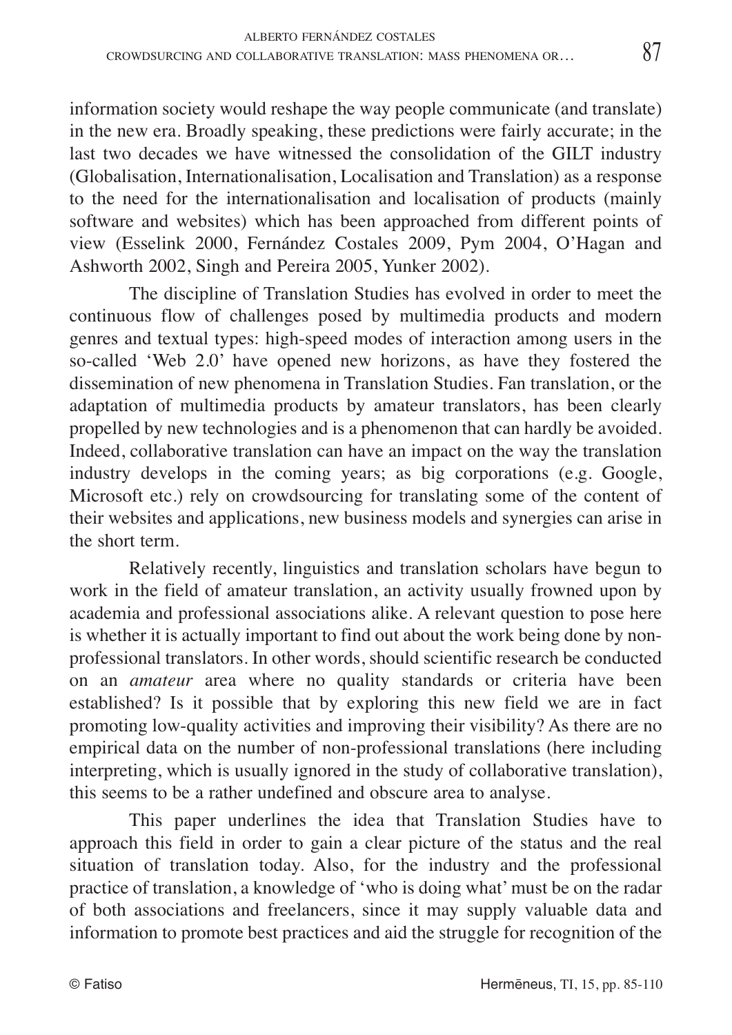information society would reshape the way people communicate (and translate) in the new era. Broadly speaking, these predictions were fairly accurate; in the last two decades we have witnessed the consolidation of the GILT industry (Globalisation, Internationalisation, Localisation and Translation) as a response to the need for the internationalisation and localisation of products (mainly software and websites) which has been approached from different points of view (Esselink 2000, Fernández Costales 2009, Pym 2004, O'Hagan and Ashworth 2002, Singh and Pereira 2005, Yunker 2002).

The discipline of Translation Studies has evolved in order to meet the continuous flow of challenges posed by multimedia products and modern genres and textual types: high-speed modes of interaction among users in the so-called 'Web 2.0' have opened new horizons, as have they fostered the dissemination of new phenomena in Translation Studies. Fan translation, or the adaptation of multimedia products by amateur translators, has been clearly propelled by new technologies and is a phenomenon that can hardly be avoided. Indeed, collaborative translation can have an impact on the way the translation industry develops in the coming years; as big corporations (e.g. Google, Microsoft etc.) rely on crowdsourcing for translating some of the content of their websites and applications, new business models and synergies can arise in the short term.

Relatively recently, linguistics and translation scholars have begun to work in the field of amateur translation, an activity usually frowned upon by academia and professional associations alike. A relevant question to pose here is whether it is actually important to find out about the work being done by non-professional translators. In other words, should scientific research be conducted on an *amateur* area where no quality standards or criteria have been established? Is it possible that by exploring this new field we are in fact promoting low-quality activities and improving their visibility? As there are no empirical data on the number of non-professional translations (here including interpreting, which is usually ignored in the study of collaborative translation), this seems to be a rather undefined and obscure area to analyse.

This paper underlines the idea that Translation Studies have to approach this field in order to gain a clear picture of the status and the real situation of translation today. Also, for the industry and the professional practice of translation, a knowledge of 'who is doing what' must be on the radar of both associations and freelancers, since it may supply valuable data and information to promote best practices and aid the struggle for recognition of the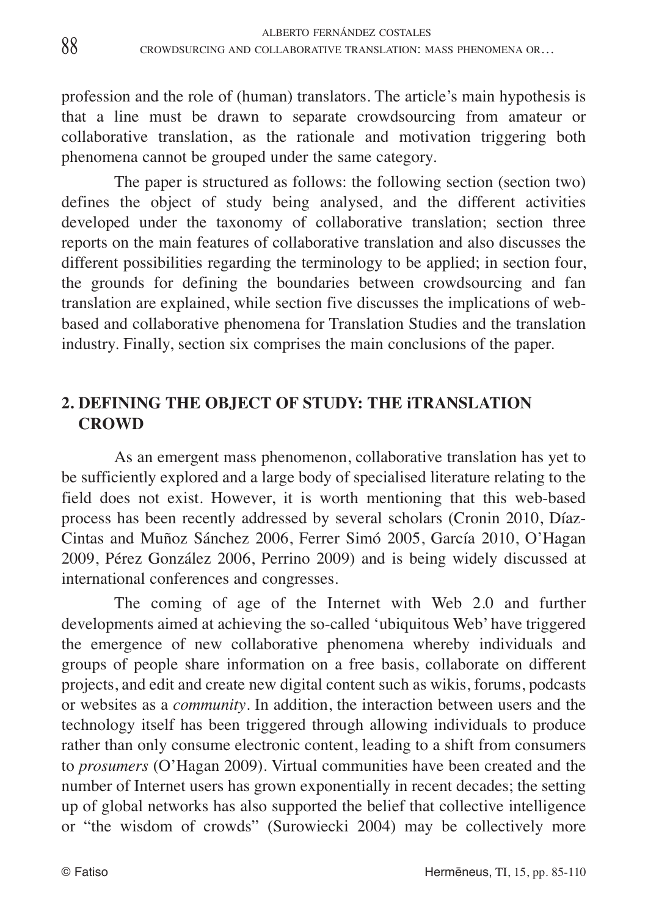profession and the role of (human) translators. The article's main hypothesis is that a line must be drawn to separate crowdsourcing from amateur or collaborative translation, as the rationale and motivation triggering both phenomena cannot be grouped under the same category.

The paper is structured as follows: the following section (section two) defines the object of study being analysed, and the different activities developed under the taxonomy of collaborative translation; section three reports on the main features of collaborative translation and also discusses the different possibilities regarding the terminology to be applied; in section four, the grounds for defining the boundaries between crowdsourcing and fan translation are explained, while section five discusses the implications of web-based and collaborative phenomena for Translation Studies and the translation industry. Finally, section six comprises the main conclusions of the paper.

## 2. DEFINING THE OBJECT OF STUDY: THE iTRANSLATION CROWD

As an emergent mass phenomenon, collaborative translation has yet to be sufficiently explored and a large body of specialised literature relating to the field does not exist. However, it is worth mentioning that this web-based process has been recently addressed by several scholars (Cronin 2010, Díaz-Cintas and Muñoz Sánchez 2006, Ferrer Simó 2005, García 2010, O'Hagan 2009, Pérez González 2006, Perrino 2009) and is being widely discussed at international conferences and congresses.

The coming of age of the Internet with Web 2.0 and further developments aimed at achieving the so-called 'ubiquitous Web' have triggered the emergence of new collaborative phenomena whereby individuals and groups of people share information on a free basis, collaborate on different projects, and edit and create new digital content such as wikis, forums, podcasts or websites as a *community*. In addition, the interaction between users and the technology itself has been triggered through allowing individuals to produce rather than only consume electronic content, leading to a shift from consumers to *prosumers* (O'Hagan 2009). Virtual communities have been created and the number of Internet users has grown exponentially in recent decades; the setting up of global networks has also supported the belief that collective intelligence or "the wisdom of crowds" (Surowiecki 2004) may be collectively more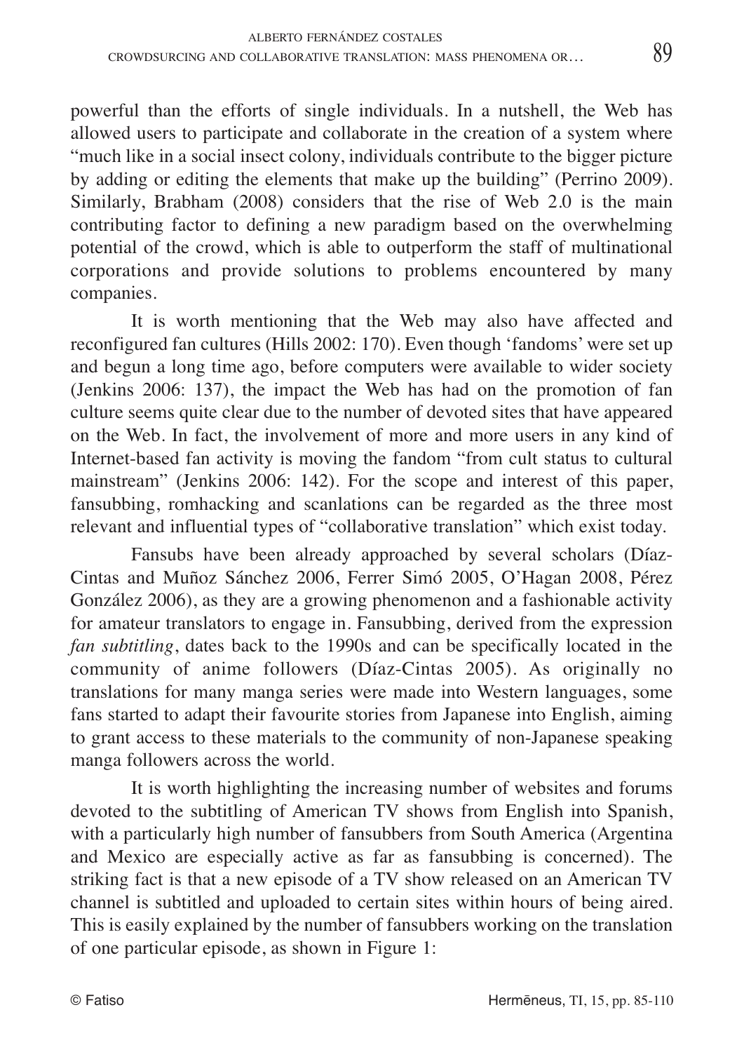powerful than the efforts of single individuals. In a nutshell, the Web has allowed users to participate and collaborate in the creation of a system where "much like in a social insect colony, individuals contribute to the bigger picture by adding or editing the elements that make up the building" (Perrino 2009). Similarly, Brabham (2008) considers that the rise of Web 2.0 is the main contributing factor to defining a new paradigm based on the overwhelming potential of the crowd, which is able to outperform the staff of multinational corporations and provide solutions to problems encountered by many companies.

It is worth mentioning that the Web may also have affected and reconfigured fan cultures (Hills 2002: 170). Even though 'fandoms' were set up and begun a long time ago, before computers were available to wider society (Jenkins 2006: 137), the impact the Web has had on the promotion of fan culture seems quite clear due to the number of devoted sites that have appeared on the Web. In fact, the involvement of more and more users in any kind of Internet-based fan activity is moving the fandom "from cult status to cultural mainstream" (Jenkins 2006: 142). For the scope and interest of this paper, fansubbing, romhacking and scanlations can be regarded as the three most relevant and influential types of "collaborative translation" which exist today.

Fansubs have been already approached by several scholars (Díaz-Cintas and Muñoz Sánchez 2006, Ferrer Simó 2005, O'Hagan 2008, Pérez González 2006), as they are a growing phenomenon and a fashionable activity for amateur translators to engage in. Fansubbing, derived from the expression *fan subtitling*, dates back to the 1990s and can be specifically located in the community of anime followers (Díaz-Cintas 2005). As originally no translations for many manga series were made into Western languages, some fans started to adapt their favourite stories from Japanese into English, aiming to grant access to these materials to the community of non-Japanese speaking manga followers across the world.

It is worth highlighting the increasing number of websites and forums devoted to the subtitling of American TV shows from English into Spanish, with a particularly high number of fansubbers from South America (Argentina and Mexico are especially active as far as fansubbing is concerned). The striking fact is that a new episode of a TV show released on an American TV channel is subtitled and uploaded to certain sites within hours of being aired. This is easily explained by the number of fansubbers working on the translation of one particular episode, as shown in Figure 1: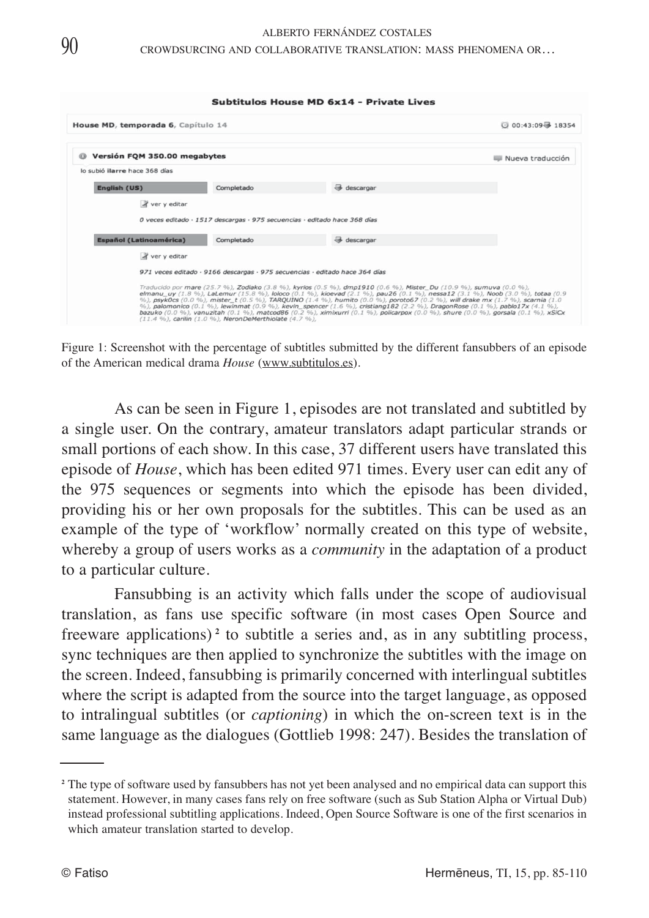**Subtitulos House MD 6x14 - Private Lives**

House MD, temporada 6, Capítulo 14 — 00:43:09 18354

Versión FQM 350.00 megabytes — Nueva traducción

lo subió **ilarre** hace 368 días

| English (US) | Completado | descargar |
|---|---|---|

ver y editar

*0 veces editado · 1517 descargas · 975 secuencias · editado hace 368 días*

| Español (Latinoamérica) | Completado | descargar |
|---|---|---|

ver y editar

*971 veces editado · 9166 descargas · 975 secuencias · editado hace 364 días*

*Traducido por* **mare** *(25.7 %),* **Zodiako** *(3.8 %),* **kyrios** *(0.5 %),* **dmp1910** *(0.6 %),* **Mister_Du** *(10.9 %),* **sumuva** *(0.0 %),* **elmanu_uy** *(1.8 %),* **LaLemur** *(15.8 %),* **loloco** *(0.1 %),* **kioevad** *(2.1 %),* **pau26** *(0.1 %),* **nessa12** *(3.1 %),* **Noob** *(3.0 %),* **totaa** *(0.9 %),* **psyk0cs** *(0.0 %),* **mister_t** *(0.5 %),* **TARQUINO** *(1.4 %),* **humito** *(0.0 %),* **poroto67** *(0.2 %),* **will drake mx** *(1.7 %),* **scarnia** *(1.0 %),* **palomonico** *(0.1 %),* **lewinmat** *(0.9 %),* **kevin_spencer** *(1.6 %),* **cristiang182** *(2.2 %),* **DragonRose** *(0.1 %),* **pablo17x** *(4.1 %),* **bazuko** *(0.0 %),* **vanuzitah** *(0.1 %),* **matcod86** *(0.2 %),* **ximixurri** *(0.1 %),* **policarpox** *(0.0 %),* **shure** *(0.0 %),* **gorsala** *(0.1 %),* **xSiCx** *(11.4 %),* **carilin** *(1.0 %),* **NeronDeMerthiolate** *(4.7 %),*

Figure 1: Screenshot with the percentage of subtitles submitted by the different fansubbers of an episode of the American medical drama *House* (www.subtitulos.es).

As can be seen in Figure 1, episodes are not translated and subtitled by a single user. On the contrary, amateur translators adapt particular strands or small portions of each show. In this case, 37 different users have translated this episode of *House*, which has been edited 971 times. Every user can edit any of the 975 sequences or segments into which the episode has been divided, providing his or her own proposals for the subtitles. This can be used as an example of the type of 'workflow' normally created on this type of website, whereby a group of users works as a *community* in the adaptation of a product to a particular culture.

Fansubbing is an activity which falls under the scope of audiovisual translation, as fans use specific software (in most cases Open Source and freeware applications)[2] to subtitle a series and, as in any subtitling process, sync techniques are then applied to synchronize the subtitles with the image on the screen. Indeed, fansubbing is primarily concerned with interlingual subtitles where the script is adapted from the source into the target language, as opposed to intralingual subtitles (or *captioning*) in which the on-screen text is in the same language as the dialogues (Gottlieb 1998: 247). Besides the translation of

---

[2] The type of software used by fansubbers has not yet been analysed and no empirical data can support this statement. However, in many cases fans rely on free software (such as Sub Station Alpha or Virtual Dub) instead professional subtitling applications. Indeed, Open Source Software is one of the first scenarios in which amateur translation started to develop.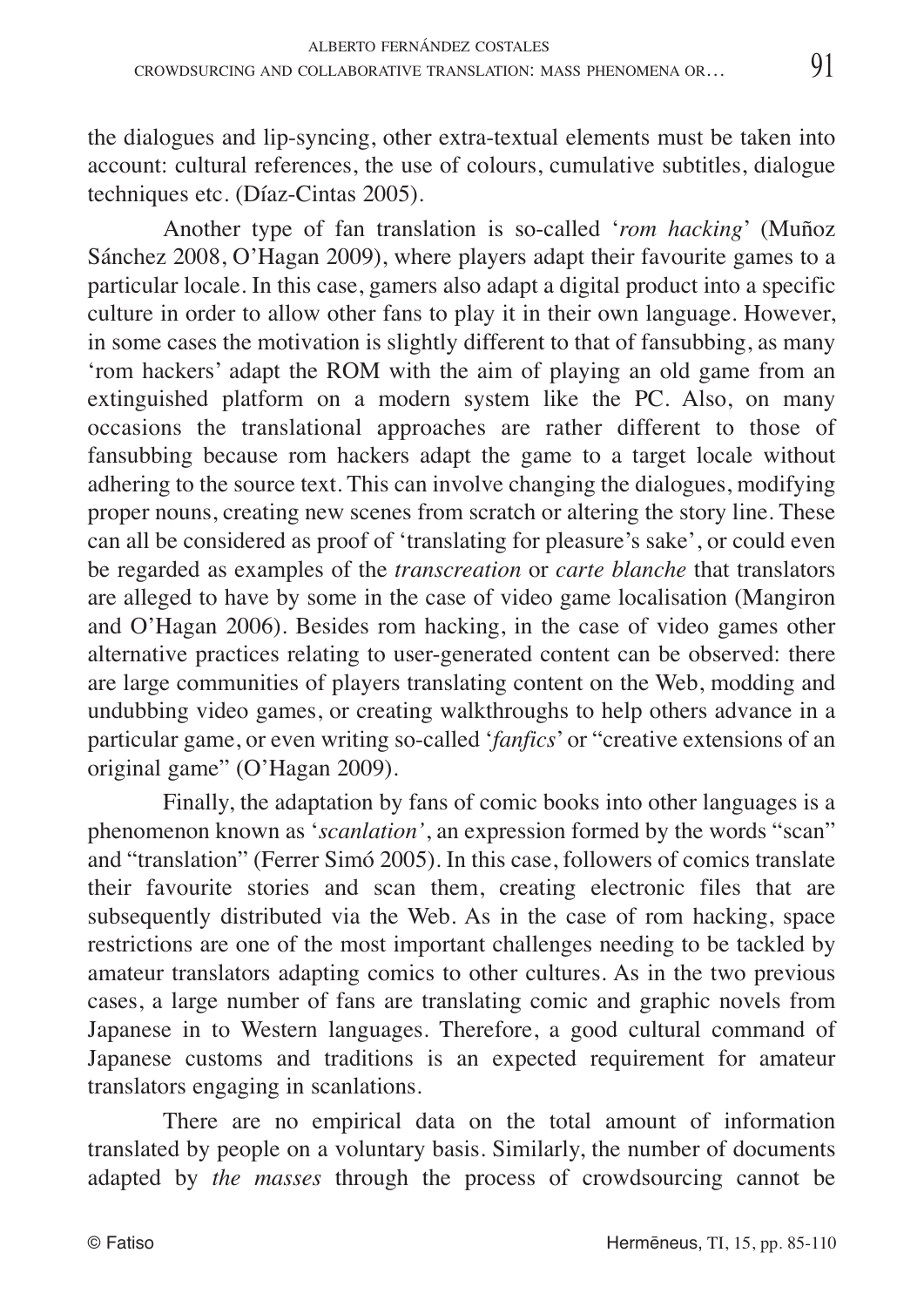the dialogues and lip-syncing, other extra-textual elements must be taken into account: cultural references, the use of colours, cumulative subtitles, dialogue techniques etc. (Díaz-Cintas 2005).

Another type of fan translation is so-called '*rom hacking*' (Muñoz Sánchez 2008, O'Hagan 2009), where players adapt their favourite games to a particular locale. In this case, gamers also adapt a digital product into a specific culture in order to allow other fans to play it in their own language. However, in some cases the motivation is slightly different to that of fansubbing, as many 'rom hackers' adapt the ROM with the aim of playing an old game from an extinguished platform on a modern system like the PC. Also, on many occasions the translational approaches are rather different to those of fansubbing because rom hackers adapt the game to a target locale without adhering to the source text. This can involve changing the dialogues, modifying proper nouns, creating new scenes from scratch or altering the story line. These can all be considered as proof of 'translating for pleasure's sake', or could even be regarded as examples of the *transcreation* or *carte blanche* that translators are alleged to have by some in the case of video game localisation (Mangiron and O'Hagan 2006). Besides rom hacking, in the case of video games other alternative practices relating to user-generated content can be observed: there are large communities of players translating content on the Web, modding and undubbing video games, or creating walkthroughs to help others advance in a particular game, or even writing so-called '*fanfics*' or "creative extensions of an original game" (O'Hagan 2009).

Finally, the adaptation by fans of comic books into other languages is a phenomenon known as '*scanlation'*, an expression formed by the words "scan" and "translation" (Ferrer Simó 2005). In this case, followers of comics translate their favourite stories and scan them, creating electronic files that are subsequently distributed via the Web. As in the case of rom hacking, space restrictions are one of the most important challenges needing to be tackled by amateur translators adapting comics to other cultures. As in the two previous cases, a large number of fans are translating comic and graphic novels from Japanese in to Western languages. Therefore, a good cultural command of Japanese customs and traditions is an expected requirement for amateur translators engaging in scanlations.

There are no empirical data on the total amount of information translated by people on a voluntary basis. Similarly, the number of documents adapted by *the masses* through the process of crowdsourcing cannot be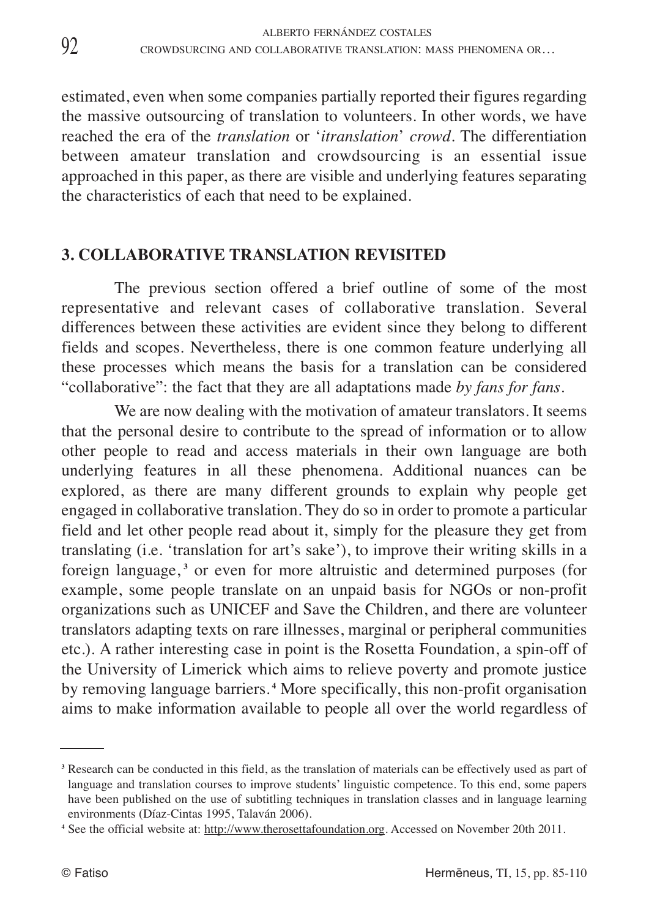estimated, even when some companies partially reported their figures regarding the massive outsourcing of translation to volunteers. In other words, we have reached the era of the *translation* or '*itranslation*' *crowd*. The differentiation between amateur translation and crowdsourcing is an essential issue approached in this paper, as there are visible and underlying features separating the characteristics of each that need to be explained.

## 3. COLLABORATIVE TRANSLATION REVISITED

The previous section offered a brief outline of some of the most representative and relevant cases of collaborative translation. Several differences between these activities are evident since they belong to different fields and scopes. Nevertheless, there is one common feature underlying all these processes which means the basis for a translation can be considered "collaborative": the fact that they are all adaptations made *by fans for fans*.

We are now dealing with the motivation of amateur translators. It seems that the personal desire to contribute to the spread of information or to allow other people to read and access materials in their own language are both underlying features in all these phenomena. Additional nuances can be explored, as there are many different grounds to explain why people get engaged in collaborative translation. They do so in order to promote a particular field and let other people read about it, simply for the pleasure they get from translating (i.e. 'translation for art's sake'), to improve their writing skills in a foreign language,[3] or even for more altruistic and determined purposes (for example, some people translate on an unpaid basis for NGOs or non-profit organizations such as UNICEF and Save the Children, and there are volunteer translators adapting texts on rare illnesses, marginal or peripheral communities etc.). A rather interesting case in point is the Rosetta Foundation, a spin-off of the University of Limerick which aims to relieve poverty and promote justice by removing language barriers.[4] More specifically, this non-profit organisation aims to make information available to people all over the world regardless of

---

[3] Research can be conducted in this field, as the translation of materials can be effectively used as part of language and translation courses to improve students' linguistic competence. To this end, some papers have been published on the use of subtitling techniques in translation classes and in language learning environments (Díaz-Cintas 1995, Talaván 2006).

[4] See the official website at: http://www.therosettafoundation.org. Accessed on November 20th 2011.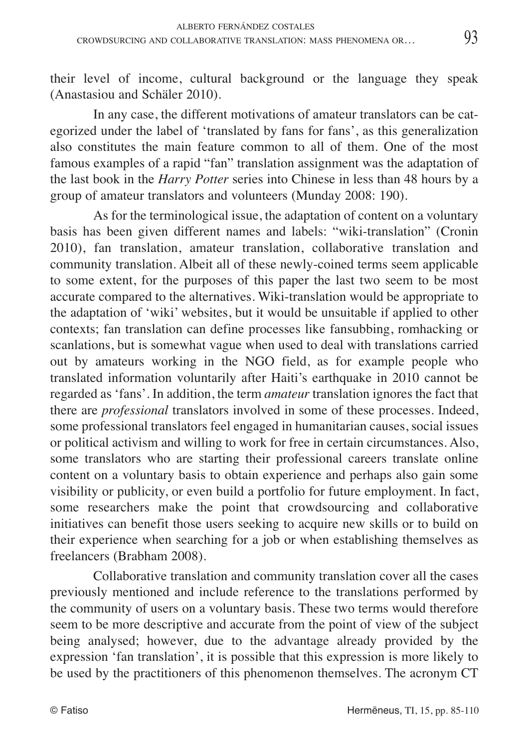their level of income, cultural background or the language they speak (Anastasiou and Schäler 2010).

In any case, the different motivations of amateur translators can be categorized under the label of 'translated by fans for fans', as this generalization also constitutes the main feature common to all of them. One of the most famous examples of a rapid "fan" translation assignment was the adaptation of the last book in the *Harry Potter* series into Chinese in less than 48 hours by a group of amateur translators and volunteers (Munday 2008: 190).

As for the terminological issue, the adaptation of content on a voluntary basis has been given different names and labels: "wiki-translation" (Cronin 2010), fan translation, amateur translation, collaborative translation and community translation. Albeit all of these newly-coined terms seem applicable to some extent, for the purposes of this paper the last two seem to be most accurate compared to the alternatives. Wiki-translation would be appropriate to the adaptation of 'wiki' websites, but it would be unsuitable if applied to other contexts; fan translation can define processes like fansubbing, romhacking or scanlations, but is somewhat vague when used to deal with translations carried out by amateurs working in the NGO field, as for example people who translated information voluntarily after Haiti's earthquake in 2010 cannot be regarded as 'fans'. In addition, the term *amateur* translation ignores the fact that there are *professional* translators involved in some of these processes. Indeed, some professional translators feel engaged in humanitarian causes, social issues or political activism and willing to work for free in certain circumstances. Also, some translators who are starting their professional careers translate online content on a voluntary basis to obtain experience and perhaps also gain some visibility or publicity, or even build a portfolio for future employment. In fact, some researchers make the point that crowdsourcing and collaborative initiatives can benefit those users seeking to acquire new skills or to build on their experience when searching for a job or when establishing themselves as freelancers (Brabham 2008).

Collaborative translation and community translation cover all the cases previously mentioned and include reference to the translations performed by the community of users on a voluntary basis. These two terms would therefore seem to be more descriptive and accurate from the point of view of the subject being analysed; however, due to the advantage already provided by the expression 'fan translation', it is possible that this expression is more likely to be used by the practitioners of this phenomenon themselves. The acronym CT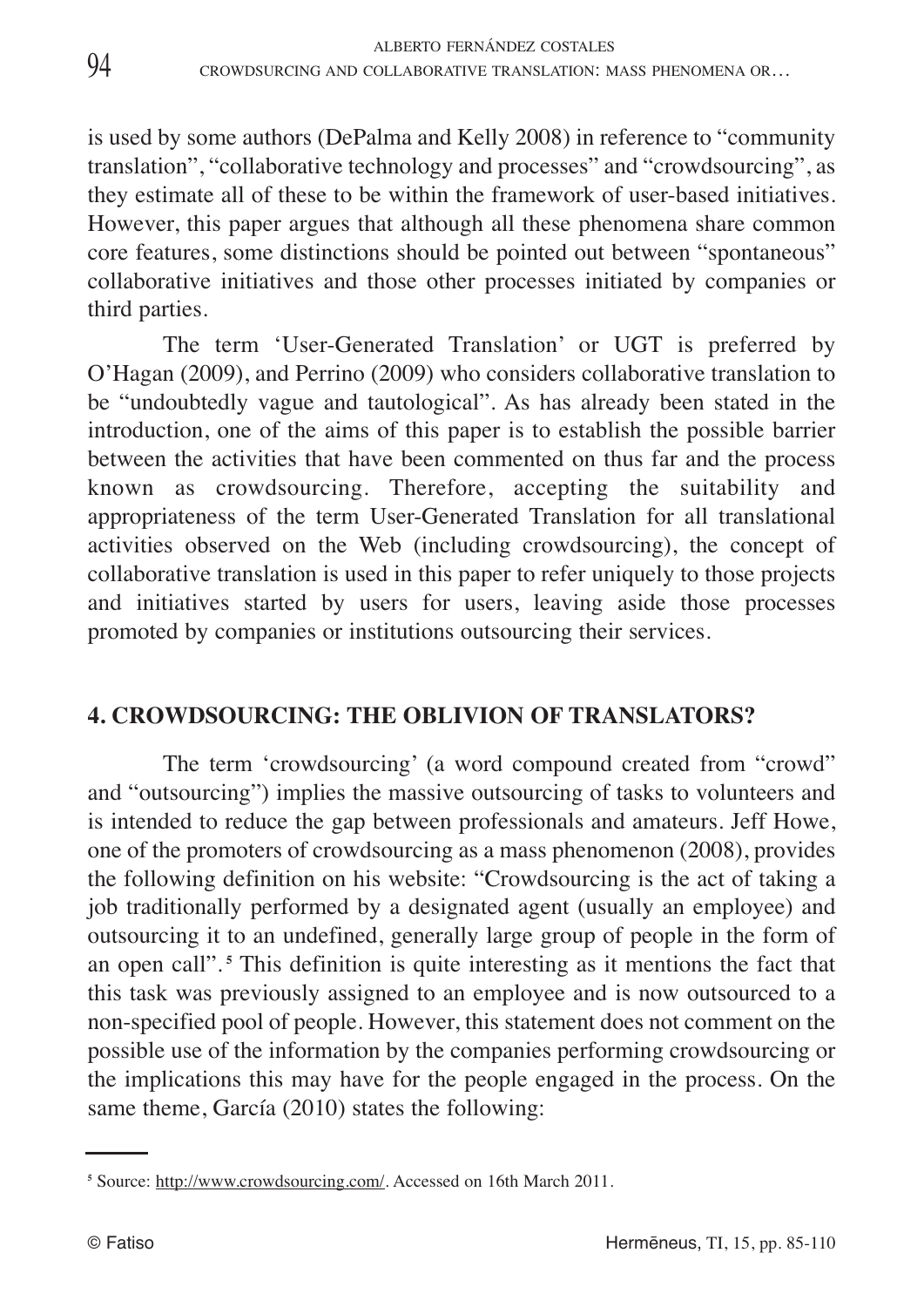is used by some authors (DePalma and Kelly 2008) in reference to "community translation", "collaborative technology and processes" and "crowdsourcing", as they estimate all of these to be within the framework of user-based initiatives. However, this paper argues that although all these phenomena share common core features, some distinctions should be pointed out between "spontaneous" collaborative initiatives and those other processes initiated by companies or third parties.

The term 'User-Generated Translation' or UGT is preferred by O'Hagan (2009), and Perrino (2009) who considers collaborative translation to be "undoubtedly vague and tautological". As has already been stated in the introduction, one of the aims of this paper is to establish the possible barrier between the activities that have been commented on thus far and the process known as crowdsourcing. Therefore, accepting the suitability and appropriateness of the term User-Generated Translation for all translational activities observed on the Web (including crowdsourcing), the concept of collaborative translation is used in this paper to refer uniquely to those projects and initiatives started by users for users, leaving aside those processes promoted by companies or institutions outsourcing their services.

## 4. CROWDSOURCING: THE OBLIVION OF TRANSLATORS?

The term 'crowdsourcing' (a word compound created from "crowd" and "outsourcing") implies the massive outsourcing of tasks to volunteers and is intended to reduce the gap between professionals and amateurs. Jeff Howe, one of the promoters of crowdsourcing as a mass phenomenon (2008), provides the following definition on his website: "Crowdsourcing is the act of taking a job traditionally performed by a designated agent (usually an employee) and outsourcing it to an undefined, generally large group of people in the form of an open call".[5] This definition is quite interesting as it mentions the fact that this task was previously assigned to an employee and is now outsourced to a non-specified pool of people. However, this statement does not comment on the possible use of the information by the companies performing crowdsourcing or the implications this may have for the people engaged in the process. On the same theme, García (2010) states the following:

[5] Source: http://www.crowdsourcing.com/. Accessed on 16th March 2011.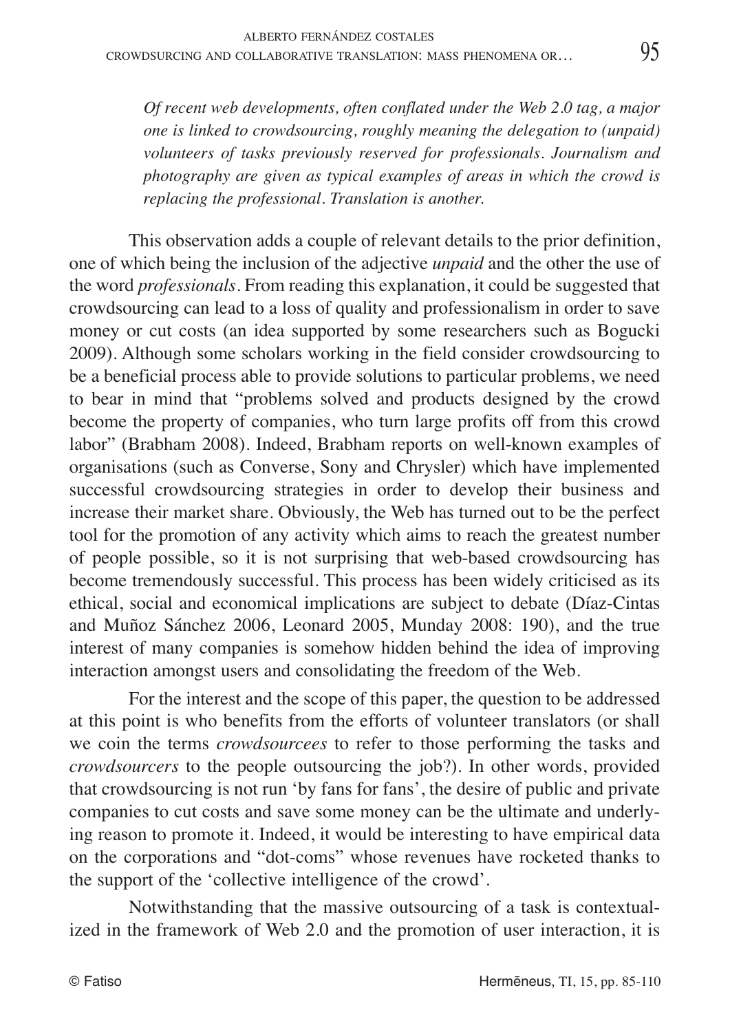> *Of recent web developments, often conflated under the Web 2.0 tag, a major one is linked to crowdsourcing, roughly meaning the delegation to (unpaid) volunteers of tasks previously reserved for professionals. Journalism and photography are given as typical examples of areas in which the crowd is replacing the professional. Translation is another.*

This observation adds a couple of relevant details to the prior definition, one of which being the inclusion of the adjective *unpaid* and the other the use of the word *professionals*. From reading this explanation, it could be suggested that crowdsourcing can lead to a loss of quality and professionalism in order to save money or cut costs (an idea supported by some researchers such as Bogucki 2009). Although some scholars working in the field consider crowdsourcing to be a beneficial process able to provide solutions to particular problems, we need to bear in mind that "problems solved and products designed by the crowd become the property of companies, who turn large profits off from this crowd labor" (Brabham 2008). Indeed, Brabham reports on well-known examples of organisations (such as Converse, Sony and Chrysler) which have implemented successful crowdsourcing strategies in order to develop their business and increase their market share. Obviously, the Web has turned out to be the perfect tool for the promotion of any activity which aims to reach the greatest number of people possible, so it is not surprising that web-based crowdsourcing has become tremendously successful. This process has been widely criticised as its ethical, social and economical implications are subject to debate (Díaz-Cintas and Muñoz Sánchez 2006, Leonard 2005, Munday 2008: 190), and the true interest of many companies is somehow hidden behind the idea of improving interaction amongst users and consolidating the freedom of the Web.

For the interest and the scope of this paper, the question to be addressed at this point is who benefits from the efforts of volunteer translators (or shall we coin the terms *crowdsourcees* to refer to those performing the tasks and *crowdsourcers* to the people outsourcing the job?). In other words, provided that crowdsourcing is not run 'by fans for fans', the desire of public and private companies to cut costs and save some money can be the ultimate and underlying reason to promote it. Indeed, it would be interesting to have empirical data on the corporations and "dot-coms" whose revenues have rocketed thanks to the support of the 'collective intelligence of the crowd'.

Notwithstanding that the massive outsourcing of a task is contextualized in the framework of Web 2.0 and the promotion of user interaction, it is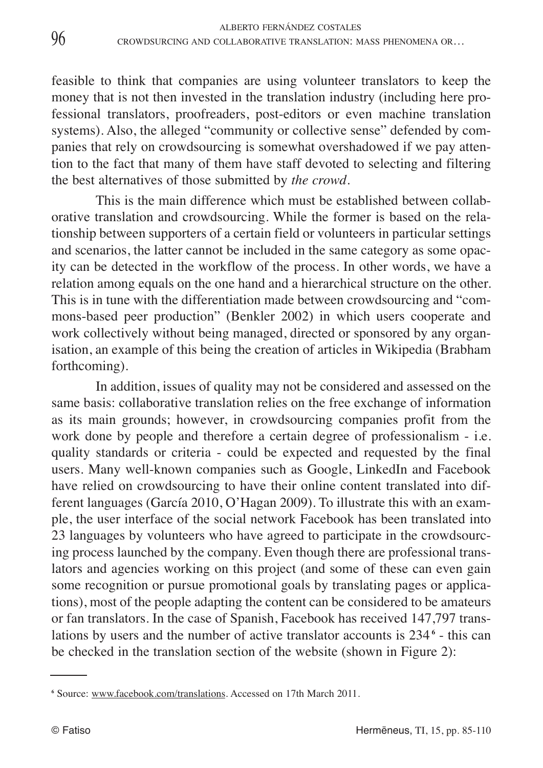feasible to think that companies are using volunteer translators to keep the money that is not then invested in the translation industry (including here professional translators, proofreaders, post-editors or even machine translation systems). Also, the alleged "community or collective sense" defended by companies that rely on crowdsourcing is somewhat overshadowed if we pay attention to the fact that many of them have staff devoted to selecting and filtering the best alternatives of those submitted by *the crowd*.

This is the main difference which must be established between collaborative translation and crowdsourcing. While the former is based on the relationship between supporters of a certain field or volunteers in particular settings and scenarios, the latter cannot be included in the same category as some opacity can be detected in the workflow of the process. In other words, we have a relation among equals on the one hand and a hierarchical structure on the other. This is in tune with the differentiation made between crowdsourcing and "commons-based peer production" (Benkler 2002) in which users cooperate and work collectively without being managed, directed or sponsored by any organisation, an example of this being the creation of articles in Wikipedia (Brabham forthcoming).

In addition, issues of quality may not be considered and assessed on the same basis: collaborative translation relies on the free exchange of information as its main grounds; however, in crowdsourcing companies profit from the work done by people and therefore a certain degree of professionalism - i.e. quality standards or criteria - could be expected and requested by the final users. Many well-known companies such as Google, LinkedIn and Facebook have relied on crowdsourcing to have their online content translated into different languages (García 2010, O'Hagan 2009). To illustrate this with an example, the user interface of the social network Facebook has been translated into 23 languages by volunteers who have agreed to participate in the crowdsourcing process launched by the company. Even though there are professional translators and agencies working on this project (and some of these can even gain some recognition or pursue promotional goals by translating pages or applications), most of the people adapting the content can be considered to be amateurs or fan translators. In the case of Spanish, Facebook has received 147,797 translations by users and the number of active translator accounts is 234[6] - this can be checked in the translation section of the website (shown in Figure 2):

---

[6] Source: www.facebook.com/translations. Accessed on 17th March 2011.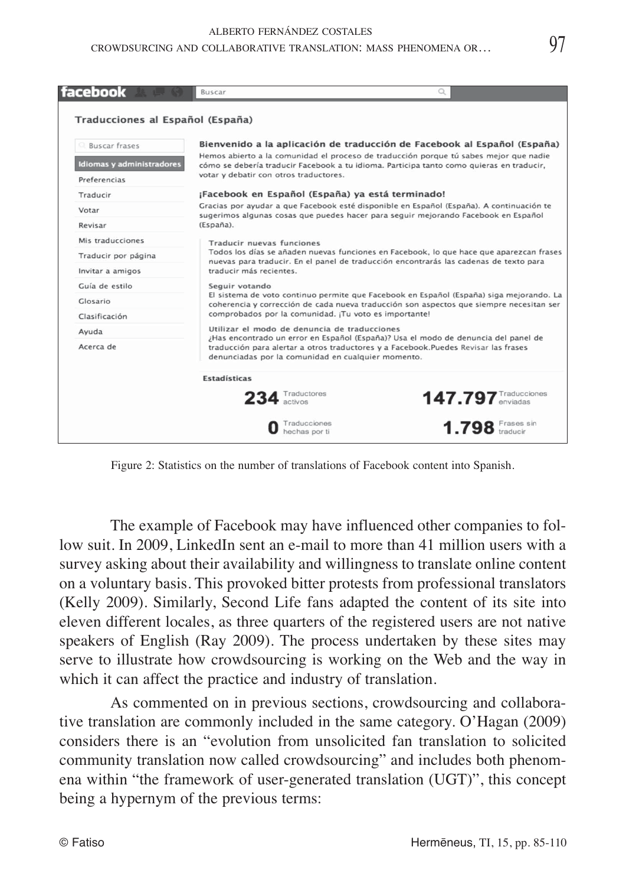Figure 2: Statistics on the number of translations of Facebook content into Spanish.

The example of Facebook may have influenced other companies to follow suit. In 2009, LinkedIn sent an e-mail to more than 41 million users with a survey asking about their availability and willingness to translate online content on a voluntary basis. This provoked bitter protests from professional translators (Kelly 2009). Similarly, Second Life fans adapted the content of its site into eleven different locales, as three quarters of the registered users are not native speakers of English (Ray 2009). The process undertaken by these sites may serve to illustrate how crowdsourcing is working on the Web and the way in which it can affect the practice and industry of translation.

As commented on in previous sections, crowdsourcing and collaborative translation are commonly included in the same category. O'Hagan (2009) considers there is an "evolution from unsolicited fan translation to solicited community translation now called crowdsourcing" and includes both phenomena within "the framework of user-generated translation (UGT)", this concept being a hypernym of the previous terms: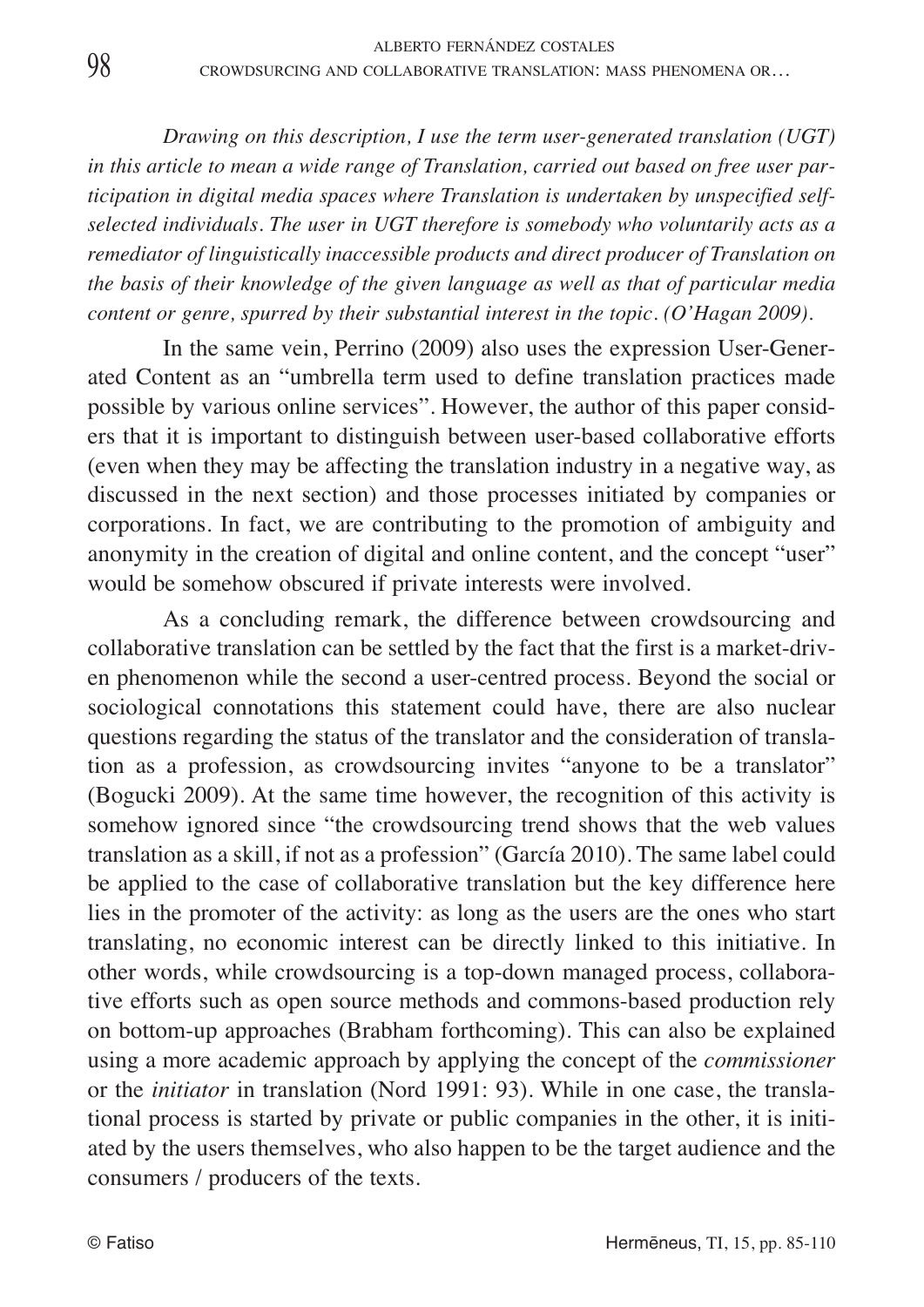*Drawing on this description, I use the term user-generated translation (UGT) in this article to mean a wide range of Translation, carried out based on free user participation in digital media spaces where Translation is undertaken by unspecified self-selected individuals. The user in UGT therefore is somebody who voluntarily acts as a remediator of linguistically inaccessible products and direct producer of Translation on the basis of their knowledge of the given language as well as that of particular media content or genre, spurred by their substantial interest in the topic. (O'Hagan 2009).*

In the same vein, Perrino (2009) also uses the expression User-Generated Content as an "umbrella term used to define translation practices made possible by various online services". However, the author of this paper considers that it is important to distinguish between user-based collaborative efforts (even when they may be affecting the translation industry in a negative way, as discussed in the next section) and those processes initiated by companies or corporations. In fact, we are contributing to the promotion of ambiguity and anonymity in the creation of digital and online content, and the concept "user" would be somehow obscured if private interests were involved.

As a concluding remark, the difference between crowdsourcing and collaborative translation can be settled by the fact that the first is a market-driven phenomenon while the second a user-centred process. Beyond the social or sociological connotations this statement could have, there are also nuclear questions regarding the status of the translator and the consideration of translation as a profession, as crowdsourcing invites "anyone to be a translator" (Bogucki 2009). At the same time however, the recognition of this activity is somehow ignored since "the crowdsourcing trend shows that the web values translation as a skill, if not as a profession" (García 2010). The same label could be applied to the case of collaborative translation but the key difference here lies in the promoter of the activity: as long as the users are the ones who start translating, no economic interest can be directly linked to this initiative. In other words, while crowdsourcing is a top-down managed process, collaborative efforts such as open source methods and commons-based production rely on bottom-up approaches (Brabham forthcoming). This can also be explained using a more academic approach by applying the concept of the *commissioner* or the *initiator* in translation (Nord 1991: 93). While in one case, the translational process is started by private or public companies in the other, it is initiated by the users themselves, who also happen to be the target audience and the consumers / producers of the texts.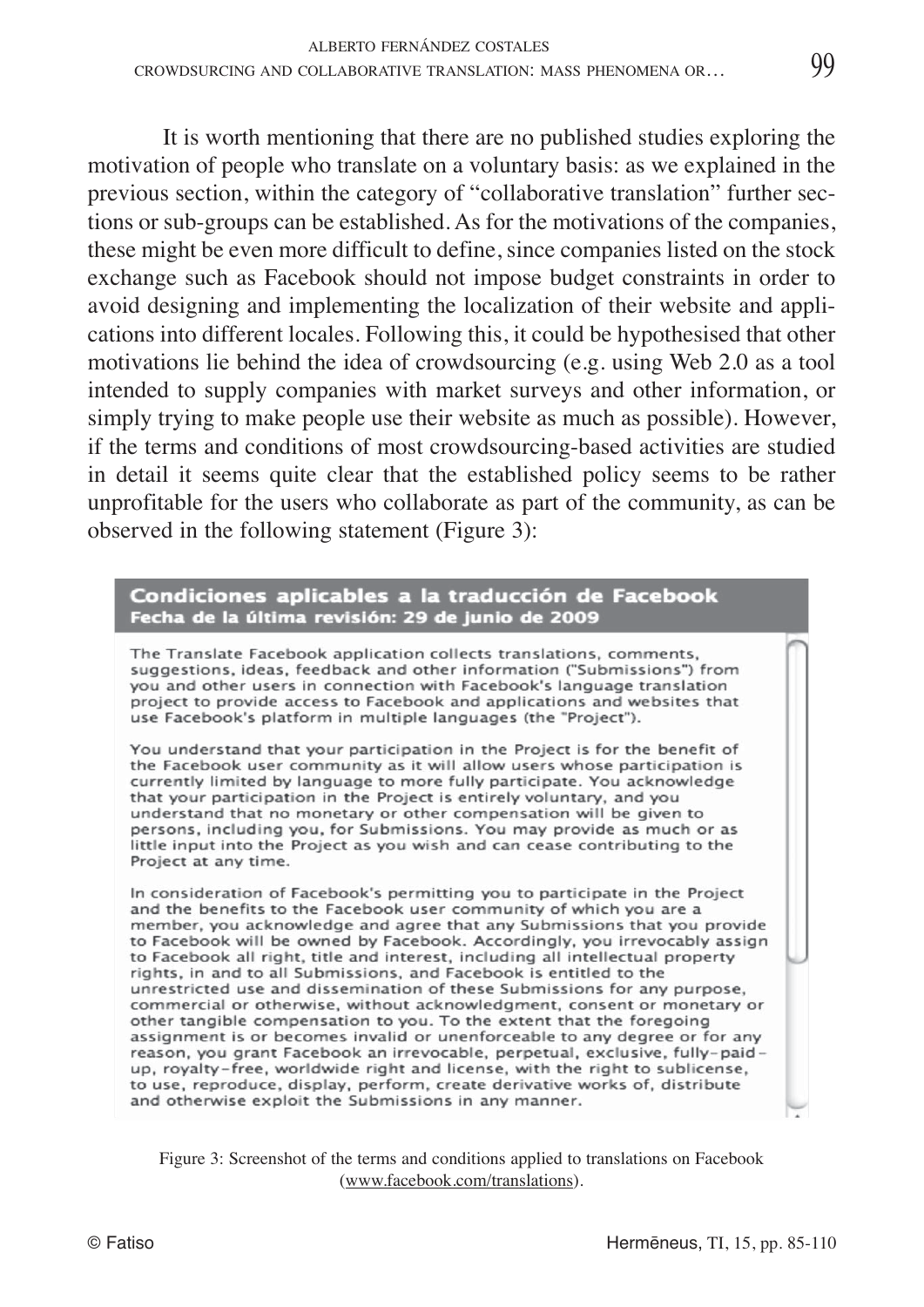It is worth mentioning that there are no published studies exploring the motivation of people who translate on a voluntary basis: as we explained in the previous section, within the category of "collaborative translation" further sections or sub-groups can be established. As for the motivations of the companies, these might be even more difficult to define, since companies listed on the stock exchange such as Facebook should not impose budget constraints in order to avoid designing and implementing the localization of their website and applications into different locales. Following this, it could be hypothesised that other motivations lie behind the idea of crowdsourcing (e.g. using Web 2.0 as a tool intended to supply companies with market surveys and other information, or simply trying to make people use their website as much as possible). However, if the terms and conditions of most crowdsourcing-based activities are studied in detail it seems quite clear that the established policy seems to be rather unprofitable for the users who collaborate as part of the community, as can be observed in the following statement (Figure 3):

**Condiciones aplicables a la traducción de Facebook**
**Fecha de la última revisión: 29 de junio de 2009**

The Translate Facebook application collects translations, comments, suggestions, ideas, feedback and other information ("Submissions") from you and other users in connection with Facebook's language translation project to provide access to Facebook and applications and websites that use Facebook's platform in multiple languages (the "Project").

You understand that your participation in the Project is for the benefit of the Facebook user community as it will allow users whose participation is currently limited by language to more fully participate. You acknowledge that your participation in the Project is entirely voluntary, and you understand that no monetary or other compensation will be given to persons, including you, for Submissions. You may provide as much or as little input into the Project as you wish and can cease contributing to the Project at any time.

In consideration of Facebook's permitting you to participate in the Project and the benefits to the Facebook user community of which you are a member, you acknowledge and agree that any Submissions that you provide to Facebook will be owned by Facebook. Accordingly, you irrevocably assign to Facebook all right, title and interest, including all intellectual property rights, in and to all Submissions, and Facebook is entitled to the unrestricted use and dissemination of these Submissions for any purpose, commercial or otherwise, without acknowledgment, consent or monetary or other tangible compensation to you. To the extent that the foregoing assignment is or becomes invalid or unenforceable to any degree or for any reason, you grant Facebook an irrevocable, perpetual, exclusive, fully-paid-up, royalty-free, worldwide right and license, with the right to sublicense, to use, reproduce, display, perform, create derivative works of, distribute and otherwise exploit the Submissions in any manner.

Figure 3: Screenshot of the terms and conditions applied to translations on Facebook (www.facebook.com/translations).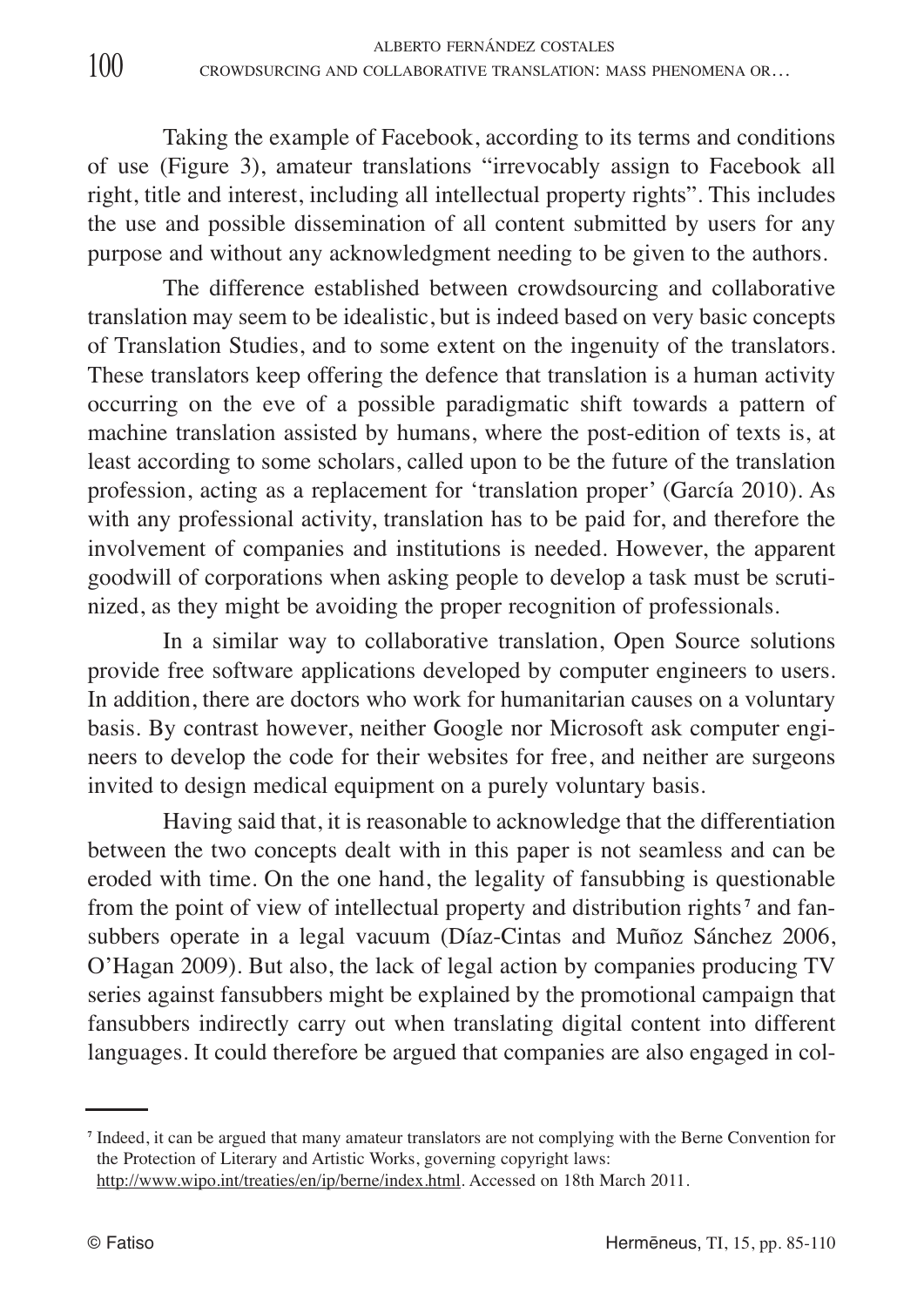Taking the example of Facebook, according to its terms and conditions of use (Figure 3), amateur translations "irrevocably assign to Facebook all right, title and interest, including all intellectual property rights". This includes the use and possible dissemination of all content submitted by users for any purpose and without any acknowledgment needing to be given to the authors.

The difference established between crowdsourcing and collaborative translation may seem to be idealistic, but is indeed based on very basic concepts of Translation Studies, and to some extent on the ingenuity of the translators. These translators keep offering the defence that translation is a human activity occurring on the eve of a possible paradigmatic shift towards a pattern of machine translation assisted by humans, where the post-edition of texts is, at least according to some scholars, called upon to be the future of the translation profession, acting as a replacement for 'translation proper' (García 2010). As with any professional activity, translation has to be paid for, and therefore the involvement of companies and institutions is needed. However, the apparent goodwill of corporations when asking people to develop a task must be scrutinized, as they might be avoiding the proper recognition of professionals.

In a similar way to collaborative translation, Open Source solutions provide free software applications developed by computer engineers to users. In addition, there are doctors who work for humanitarian causes on a voluntary basis. By contrast however, neither Google nor Microsoft ask computer engineers to develop the code for their websites for free, and neither are surgeons invited to design medical equipment on a purely voluntary basis.

Having said that, it is reasonable to acknowledge that the differentiation between the two concepts dealt with in this paper is not seamless and can be eroded with time. On the one hand, the legality of fansubbing is questionable from the point of view of intellectual property and distribution rights[7] and fansubbers operate in a legal vacuum (Díaz-Cintas and Muñoz Sánchez 2006, O'Hagan 2009). But also, the lack of legal action by companies producing TV series against fansubbers might be explained by the promotional campaign that fansubbers indirectly carry out when translating digital content into different languages. It could therefore be argued that companies are also engaged in col-

[7] Indeed, it can be argued that many amateur translators are not complying with the Berne Convention for the Protection of Literary and Artistic Works, governing copyright laws: http://www.wipo.int/treaties/en/ip/berne/index.html. Accessed on 18th March 2011.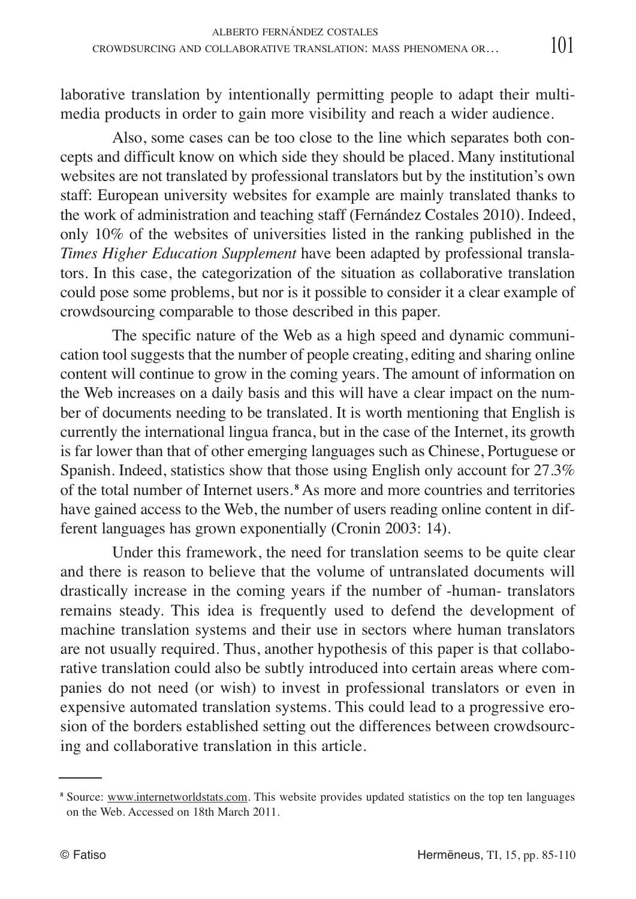laborative translation by intentionally permitting people to adapt their multimedia products in order to gain more visibility and reach a wider audience.

Also, some cases can be too close to the line which separates both concepts and difficult know on which side they should be placed. Many institutional websites are not translated by professional translators but by the institution's own staff: European university websites for example are mainly translated thanks to the work of administration and teaching staff (Fernández Costales 2010). Indeed, only 10% of the websites of universities listed in the ranking published in the *Times Higher Education Supplement* have been adapted by professional translators. In this case, the categorization of the situation as collaborative translation could pose some problems, but nor is it possible to consider it a clear example of crowdsourcing comparable to those described in this paper.

The specific nature of the Web as a high speed and dynamic communication tool suggests that the number of people creating, editing and sharing online content will continue to grow in the coming years. The amount of information on the Web increases on a daily basis and this will have a clear impact on the number of documents needing to be translated. It is worth mentioning that English is currently the international lingua franca, but in the case of the Internet, its growth is far lower than that of other emerging languages such as Chinese, Portuguese or Spanish. Indeed, statistics show that those using English only account for 27.3% of the total number of Internet users.[8] As more and more countries and territories have gained access to the Web, the number of users reading online content in different languages has grown exponentially (Cronin 2003: 14).

Under this framework, the need for translation seems to be quite clear and there is reason to believe that the volume of untranslated documents will drastically increase in the coming years if the number of -human- translators remains steady. This idea is frequently used to defend the development of machine translation systems and their use in sectors where human translators are not usually required. Thus, another hypothesis of this paper is that collaborative translation could also be subtly introduced into certain areas where companies do not need (or wish) to invest in professional translators or even in expensive automated translation systems. This could lead to a progressive erosion of the borders established setting out the differences between crowdsourcing and collaborative translation in this article.

---

[8] Source: www.internetworldstats.com. This website provides updated statistics on the top ten languages on the Web. Accessed on 18th March 2011.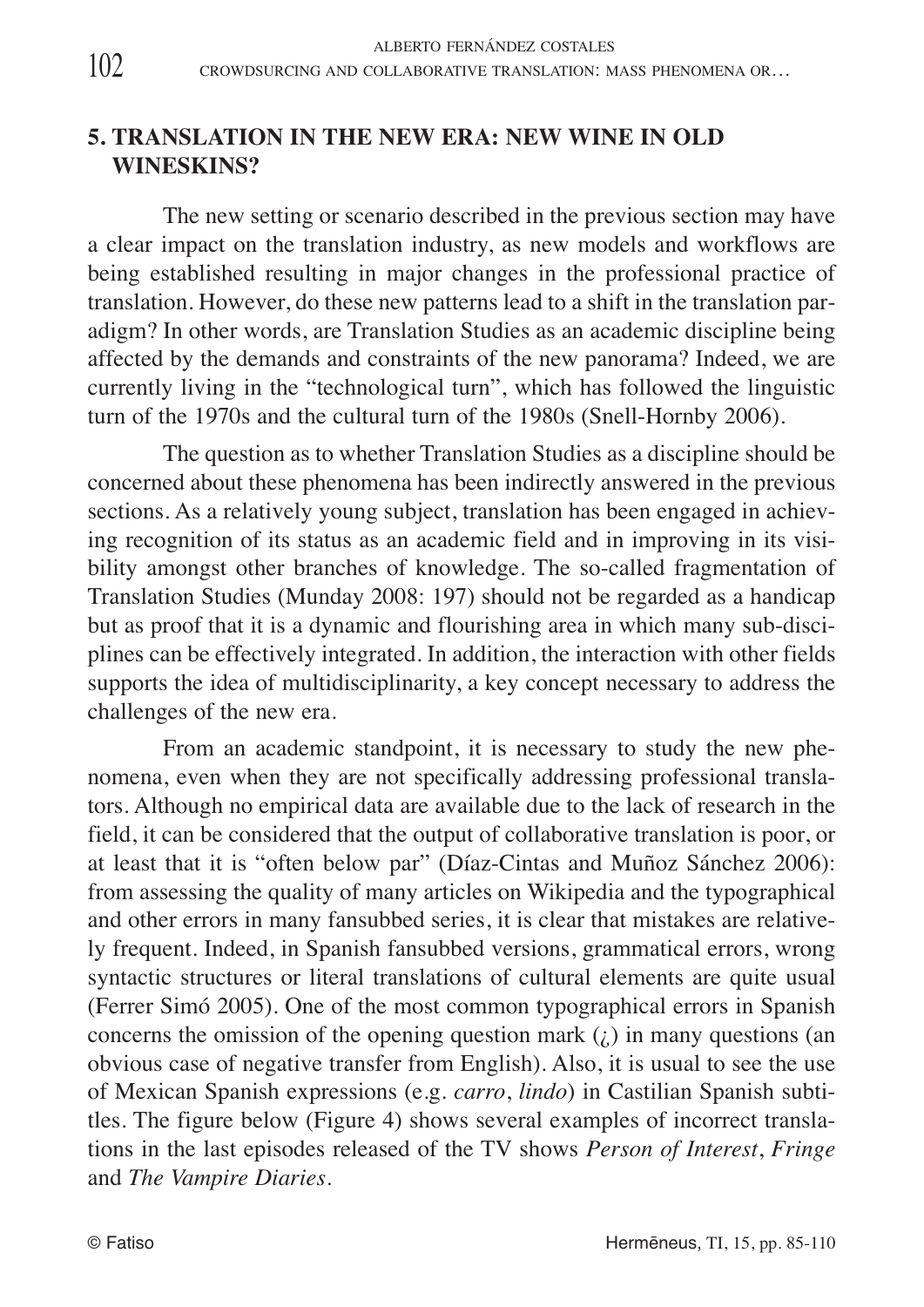## 5. TRANSLATION IN THE NEW ERA: NEW WINE IN OLD WINESKINS?

The new setting or scenario described in the previous section may have a clear impact on the translation industry, as new models and workflows are being established resulting in major changes in the professional practice of translation. However, do these new patterns lead to a shift in the translation paradigm? In other words, are Translation Studies as an academic discipline being affected by the demands and constraints of the new panorama? Indeed, we are currently living in the "technological turn", which has followed the linguistic turn of the 1970s and the cultural turn of the 1980s (Snell-Hornby 2006).

The question as to whether Translation Studies as a discipline should be concerned about these phenomena has been indirectly answered in the previous sections. As a relatively young subject, translation has been engaged in achieving recognition of its status as an academic field and in improving in its visibility amongst other branches of knowledge. The so-called fragmentation of Translation Studies (Munday 2008: 197) should not be regarded as a handicap but as proof that it is a dynamic and flourishing area in which many sub-disciplines can be effectively integrated. In addition, the interaction with other fields supports the idea of multidisciplinarity, a key concept necessary to address the challenges of the new era.

From an academic standpoint, it is necessary to study the new phenomena, even when they are not specifically addressing professional translators. Although no empirical data are available due to the lack of research in the field, it can be considered that the output of collaborative translation is poor, or at least that it is "often below par" (Díaz-Cintas and Muñoz Sánchez 2006): from assessing the quality of many articles on Wikipedia and the typographical and other errors in many fansubbed series, it is clear that mistakes are relatively frequent. Indeed, in Spanish fansubbed versions, grammatical errors, wrong syntactic structures or literal translations of cultural elements are quite usual (Ferrer Simó 2005). One of the most common typographical errors in Spanish concerns the omission of the opening question mark (¿) in many questions (an obvious case of negative transfer from English). Also, it is usual to see the use of Mexican Spanish expressions (e.g. *carro*, *lindo*) in Castilian Spanish subtitles. The figure below (Figure 4) shows several examples of incorrect translations in the last episodes released of the TV shows *Person of Interest*, *Fringe* and *The Vampire Diaries*.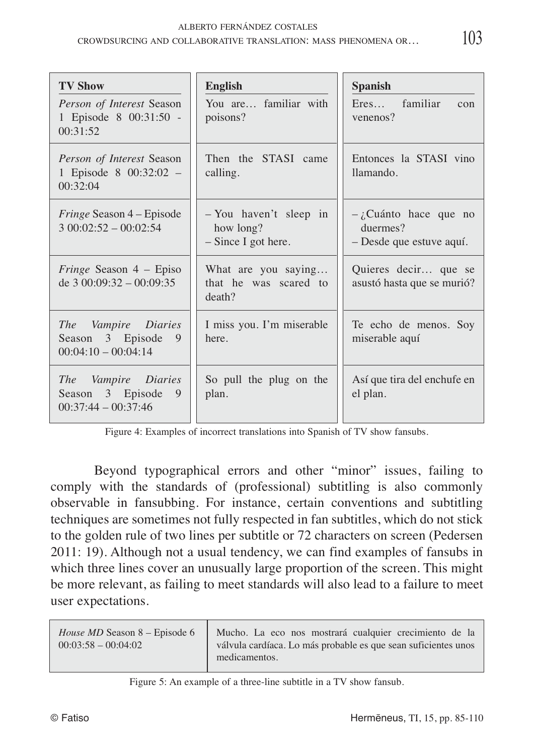| TV Show | English | Spanish |
|---|---|---|
| *Person of Interest* Season 1 Episode 8 00:31:50 - 00:31:52 | You are… familiar with poisons? | Eres… familiar con venenos? |
| *Person of Interest* Season 1 Episode 8 00:32:02 – 00:32:04 | Then the STASI came calling. | Entonces la STASI vino llamando. |
| *Fringe* Season 4 – Episode 3 00:02:52 – 00:02:54 | – You haven't sleep in how long?<br>– Since I got here. | – ¿Cuánto hace que no duermes?<br>– Desde que estuve aquí. |
| *Fringe* Season 4 – Episode 3 00:09:32 – 00:09:35 | What are you saying… that he was scared to death? | Quieres decir… que se asustó hasta que se murió? |
| *The Vampire Diaries* Season 3 Episode 9 00:04:10 – 00:04:14 | I miss you. I'm miserable here. | Te echo de menos. Soy miserable aquí |
| *The Vampire Diaries* Season 3 Episode 9 00:37:44 – 00:37:46 | So pull the plug on the plan. | Así que tira del enchufe en el plan. |

Figure 4: Examples of incorrect translations into Spanish of TV show fansubs.

Beyond typographical errors and other "minor" issues, failing to comply with the standards of (professional) subtitling is also commonly observable in fansubbing. For instance, certain conventions and subtitling techniques are sometimes not fully respected in fan subtitles, which do not stick to the golden rule of two lines per subtitle or 72 characters on screen (Pedersen 2011: 19). Although not a usual tendency, we can find examples of fansubs in which three lines cover an unusually large proportion of the screen. This might be more relevant, as failing to meet standards will also lead to a failure to meet user expectations.

| | |
|---|---|
| *House MD* Season 8 – Episode 6 00:03:58 – 00:04:02 | Mucho. La eco nos mostrará cualquier crecimiento de la válvula cardíaca. Lo más probable es que sean suficientes unos medicamentos. |

Figure 5: An example of a three-line subtitle in a TV show fansub.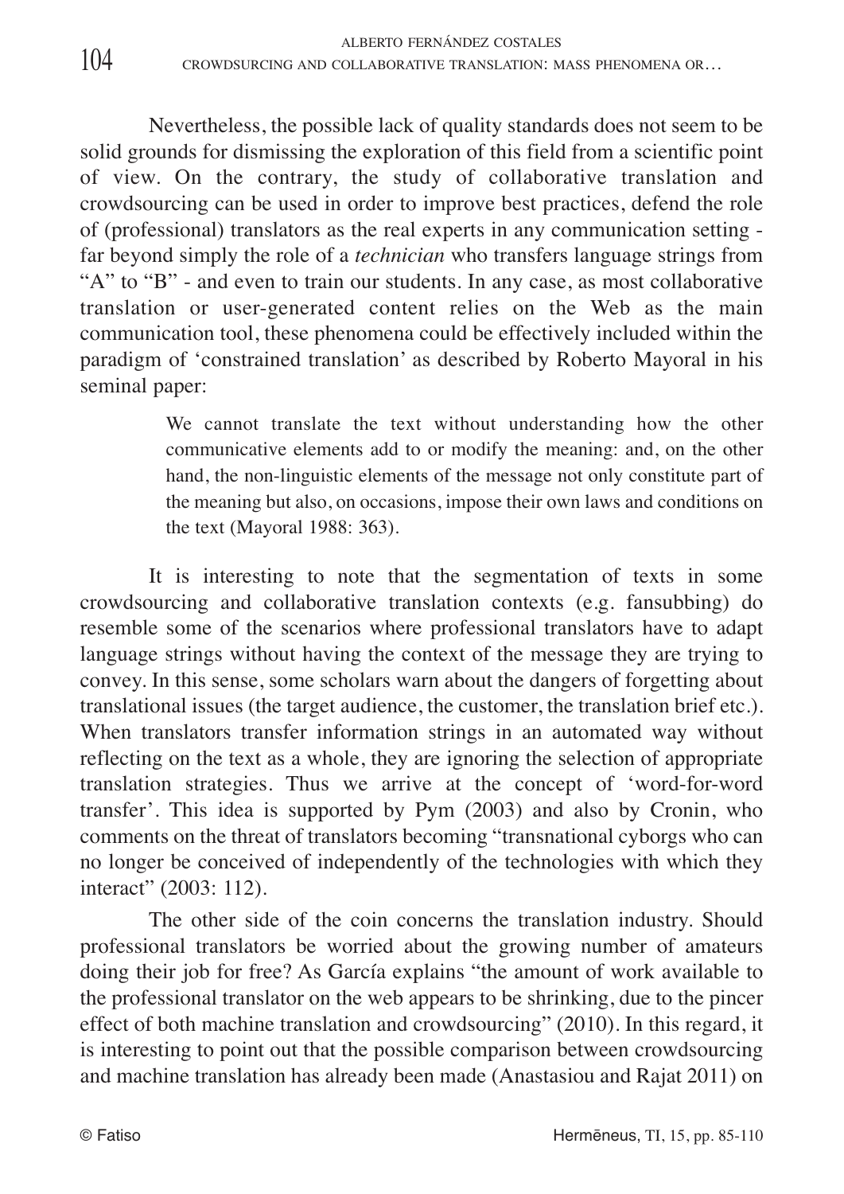Nevertheless, the possible lack of quality standards does not seem to be solid grounds for dismissing the exploration of this field from a scientific point of view. On the contrary, the study of collaborative translation and crowdsourcing can be used in order to improve best practices, defend the role of (professional) translators as the real experts in any communication setting - far beyond simply the role of a *technician* who transfers language strings from "A" to "B" - and even to train our students. In any case, as most collaborative translation or user-generated content relies on the Web as the main communication tool, these phenomena could be effectively included within the paradigm of 'constrained translation' as described by Roberto Mayoral in his seminal paper:

> We cannot translate the text without understanding how the other communicative elements add to or modify the meaning: and, on the other hand, the non-linguistic elements of the message not only constitute part of the meaning but also, on occasions, impose their own laws and conditions on the text (Mayoral 1988: 363).

It is interesting to note that the segmentation of texts in some crowdsourcing and collaborative translation contexts (e.g. fansubbing) do resemble some of the scenarios where professional translators have to adapt language strings without having the context of the message they are trying to convey. In this sense, some scholars warn about the dangers of forgetting about translational issues (the target audience, the customer, the translation brief etc.). When translators transfer information strings in an automated way without reflecting on the text as a whole, they are ignoring the selection of appropriate translation strategies. Thus we arrive at the concept of 'word-for-word transfer'. This idea is supported by Pym (2003) and also by Cronin, who comments on the threat of translators becoming "transnational cyborgs who can no longer be conceived of independently of the technologies with which they interact" (2003: 112).

The other side of the coin concerns the translation industry. Should professional translators be worried about the growing number of amateurs doing their job for free? As García explains "the amount of work available to the professional translator on the web appears to be shrinking, due to the pincer effect of both machine translation and crowdsourcing" (2010). In this regard, it is interesting to point out that the possible comparison between crowdsourcing and machine translation has already been made (Anastasiou and Rajat 2011) on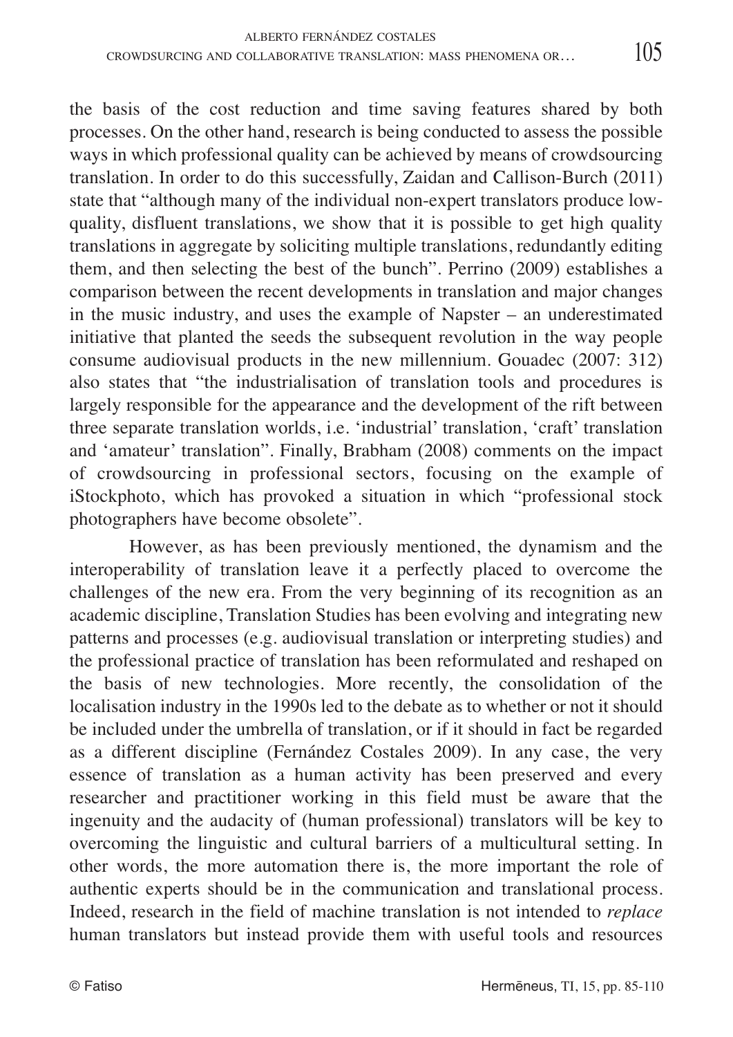the basis of the cost reduction and time saving features shared by both processes. On the other hand, research is being conducted to assess the possible ways in which professional quality can be achieved by means of crowdsourcing translation. In order to do this successfully, Zaidan and Callison-Burch (2011) state that "although many of the individual non-expert translators produce low-quality, disfluent translations, we show that it is possible to get high quality translations in aggregate by soliciting multiple translations, redundantly editing them, and then selecting the best of the bunch". Perrino (2009) establishes a comparison between the recent developments in translation and major changes in the music industry, and uses the example of Napster – an underestimated initiative that planted the seeds the subsequent revolution in the way people consume audiovisual products in the new millennium. Gouadec (2007: 312) also states that "the industrialisation of translation tools and procedures is largely responsible for the appearance and the development of the rift between three separate translation worlds, i.e. 'industrial' translation, 'craft' translation and 'amateur' translation". Finally, Brabham (2008) comments on the impact of crowdsourcing in professional sectors, focusing on the example of iStockphoto, which has provoked a situation in which "professional stock photographers have become obsolete".

However, as has been previously mentioned, the dynamism and the interoperability of translation leave it a perfectly placed to overcome the challenges of the new era. From the very beginning of its recognition as an academic discipline, Translation Studies has been evolving and integrating new patterns and processes (e.g. audiovisual translation or interpreting studies) and the professional practice of translation has been reformulated and reshaped on the basis of new technologies. More recently, the consolidation of the localisation industry in the 1990s led to the debate as to whether or not it should be included under the umbrella of translation, or if it should in fact be regarded as a different discipline (Fernández Costales 2009). In any case, the very essence of translation as a human activity has been preserved and every researcher and practitioner working in this field must be aware that the ingenuity and the audacity of (human professional) translators will be key to overcoming the linguistic and cultural barriers of a multicultural setting. In other words, the more automation there is, the more important the role of authentic experts should be in the communication and translational process. Indeed, research in the field of machine translation is not intended to *replace* human translators but instead provide them with useful tools and resources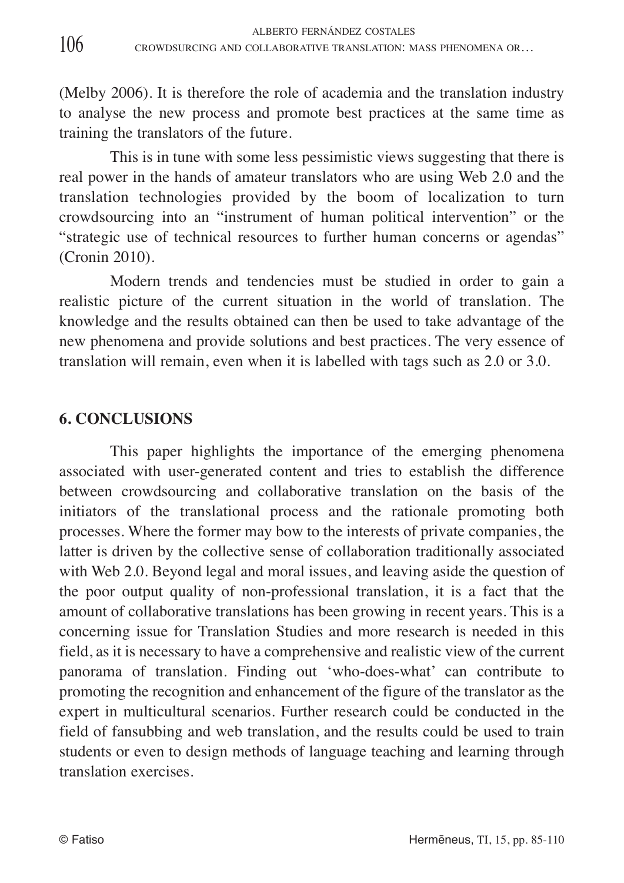(Melby 2006). It is therefore the role of academia and the translation industry to analyse the new process and promote best practices at the same time as training the translators of the future.

This is in tune with some less pessimistic views suggesting that there is real power in the hands of amateur translators who are using Web 2.0 and the translation technologies provided by the boom of localization to turn crowdsourcing into an "instrument of human political intervention" or the "strategic use of technical resources to further human concerns or agendas" (Cronin 2010).

Modern trends and tendencies must be studied in order to gain a realistic picture of the current situation in the world of translation. The knowledge and the results obtained can then be used to take advantage of the new phenomena and provide solutions and best practices. The very essence of translation will remain, even when it is labelled with tags such as 2.0 or 3.0.

## 6. CONCLUSIONS

This paper highlights the importance of the emerging phenomena associated with user-generated content and tries to establish the difference between crowdsourcing and collaborative translation on the basis of the initiators of the translational process and the rationale promoting both processes. Where the former may bow to the interests of private companies, the latter is driven by the collective sense of collaboration traditionally associated with Web 2.0. Beyond legal and moral issues, and leaving aside the question of the poor output quality of non-professional translation, it is a fact that the amount of collaborative translations has been growing in recent years. This is a concerning issue for Translation Studies and more research is needed in this field, as it is necessary to have a comprehensive and realistic view of the current panorama of translation. Finding out 'who-does-what' can contribute to promoting the recognition and enhancement of the figure of the translator as the expert in multicultural scenarios. Further research could be conducted in the field of fansubbing and web translation, and the results could be used to train students or even to design methods of language teaching and learning through translation exercises.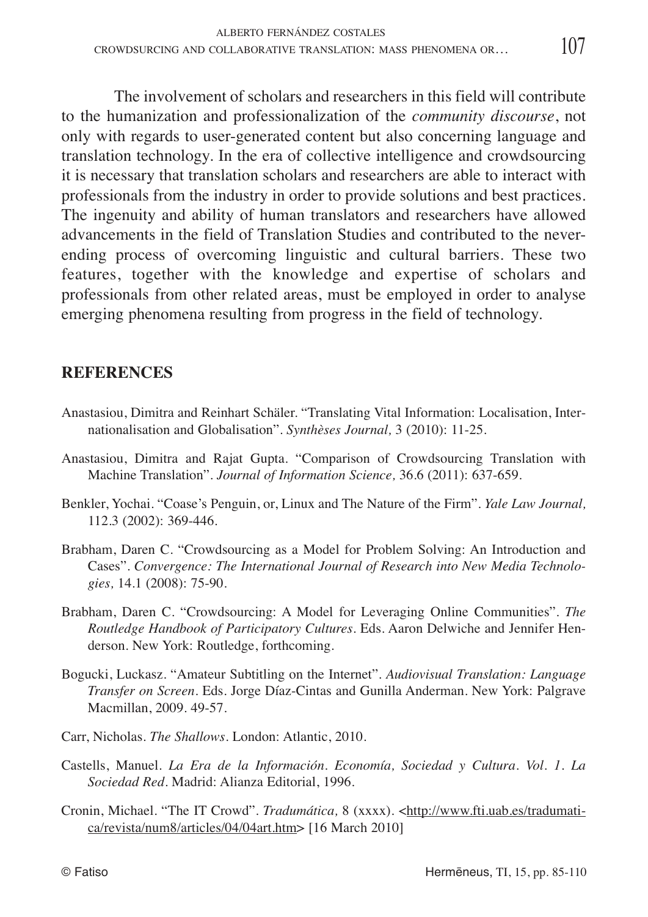The involvement of scholars and researchers in this field will contribute to the humanization and professionalization of the *community discourse*, not only with regards to user-generated content but also concerning language and translation technology. In the era of collective intelligence and crowdsourcing it is necessary that translation scholars and researchers are able to interact with professionals from the industry in order to provide solutions and best practices. The ingenuity and ability of human translators and researchers have allowed advancements in the field of Translation Studies and contributed to the never-ending process of overcoming linguistic and cultural barriers. These two features, together with the knowledge and expertise of scholars and professionals from other related areas, must be employed in order to analyse emerging phenomena resulting from progress in the field of technology.

## REFERENCES

Anastasiou, Dimitra and Reinhart Schäler. "Translating Vital Information: Localisation, Internationalisation and Globalisation". *Synthèses Journal,* 3 (2010): 11-25.

Anastasiou, Dimitra and Rajat Gupta. "Comparison of Crowdsourcing Translation with Machine Translation". *Journal of Information Science,* 36.6 (2011): 637-659.

Benkler, Yochai. "Coase's Penguin, or, Linux and The Nature of the Firm". *Yale Law Journal,* 112.3 (2002): 369-446.

Brabham, Daren C. "Crowdsourcing as a Model for Problem Solving: An Introduction and Cases". *Convergence: The International Journal of Research into New Media Technologies,* 14.1 (2008): 75-90.

Brabham, Daren C. "Crowdsourcing: A Model for Leveraging Online Communities". *The Routledge Handbook of Participatory Cultures*. Eds. Aaron Delwiche and Jennifer Henderson. New York: Routledge, forthcoming.

Bogucki, Luckasz. "Amateur Subtitling on the Internet". *Audiovisual Translation: Language Transfer on Screen*. Eds. Jorge Díaz-Cintas and Gunilla Anderman. New York: Palgrave Macmillan, 2009. 49-57.

Carr, Nicholas. *The Shallows*. London: Atlantic, 2010.

Castells, Manuel. *La Era de la Información. Economía, Sociedad y Cultura. Vol. 1. La Sociedad Red*. Madrid: Alianza Editorial, 1996.

Cronin, Michael. "The IT Crowd". *Tradumática,* 8 (xxxx). <http://www.fti.uab.es/tradumatica/revista/num8/articles/04/04art.htm> [16 March 2010]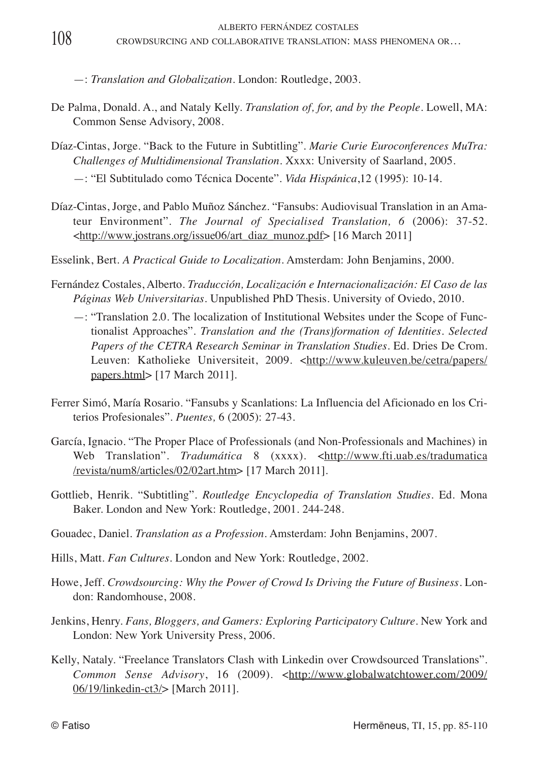—: *Translation and Globalization*. London: Routledge, 2003.

De Palma, Donald. A., and Nataly Kelly. *Translation of, for, and by the People*. Lowell, MA: Common Sense Advisory, 2008.

Díaz-Cintas, Jorge. "Back to the Future in Subtitling". *Marie Curie Euroconferences MuTra: Challenges of Multidimensional Translation*. Xxxx: University of Saarland, 2005.

—: "El Subtitulado como Técnica Docente". *Vida Hispánica*,12 (1995): 10-14.

Díaz-Cintas, Jorge, and Pablo Muñoz Sánchez. "Fansubs: Audiovisual Translation in an Amateur Environment". *The Journal of Specialised Translation, 6* (2006): 37-52. <http://www.jostrans.org/issue06/art_diaz_munoz.pdf> [16 March 2011]

Esselink, Bert. *A Practical Guide to Localization*. Amsterdam: John Benjamins, 2000.

Fernández Costales, Alberto. *Traducción, Localización e Internacionalización: El Caso de las Páginas Web Universitarias*. Unpublished PhD Thesis. University of Oviedo, 2010.

—: "Translation 2.0. The localization of Institutional Websites under the Scope of Functionalist Approaches". *Translation and the (Trans)formation of Identities. Selected Papers of the CETRA Research Seminar in Translation Studies*. Ed. Dries De Crom. Leuven: Katholieke Universiteit, 2009. <http://www.kuleuven.be/cetra/papers/papers.html> [17 March 2011].

Ferrer Simó, María Rosario. "Fansubs y Scanlations: La Influencia del Aficionado en los Criterios Profesionales". *Puentes,* 6 (2005): 27-43.

García, Ignacio. "The Proper Place of Professionals (and Non-Professionals and Machines) in Web Translation". *Tradumática* 8 (xxxx). <http://www.fti.uab.es/tradumatica/revista/num8/articles/02/02art.htm> [17 March 2011].

Gottlieb, Henrik. "Subtitling". *Routledge Encyclopedia of Translation Studies*. Ed. Mona Baker. London and New York: Routledge, 2001. 244-248.

Gouadec, Daniel. *Translation as a Profession*. Amsterdam: John Benjamins, 2007.

Hills, Matt. *Fan Cultures*. London and New York: Routledge, 2002.

Howe, Jeff. *Crowdsourcing: Why the Power of Crowd Is Driving the Future of Business*. London: Randomhouse, 2008.

Jenkins, Henry. *Fans, Bloggers, and Gamers: Exploring Participatory Culture*. New York and London: New York University Press, 2006.

Kelly, Nataly. "Freelance Translators Clash with Linkedin over Crowdsourced Translations". *Common Sense Advisory*, 16 (2009). <http://www.globalwatchtower.com/2009/06/19/linkedin-ct3/> [March 2011].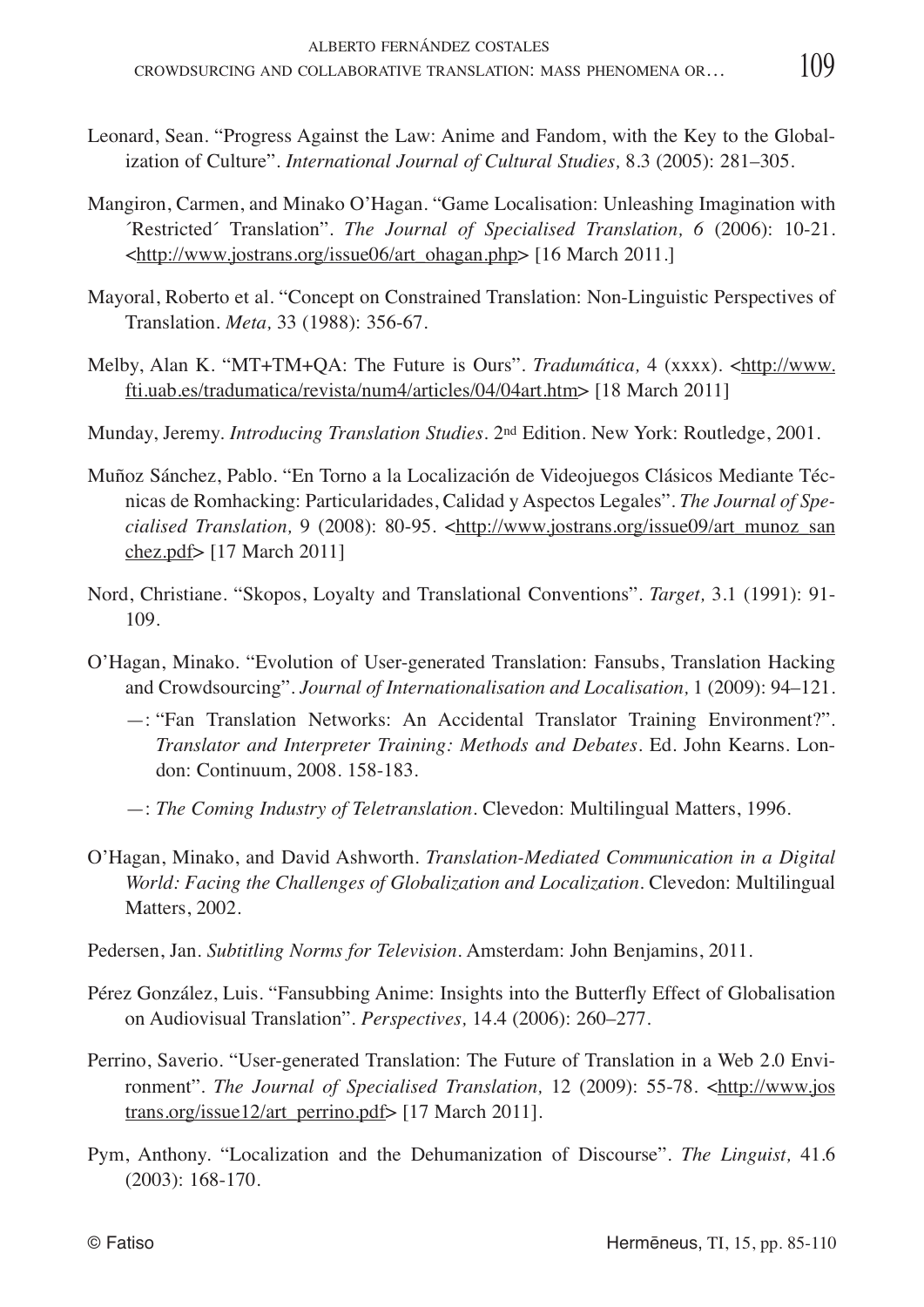Leonard, Sean. "Progress Against the Law: Anime and Fandom, with the Key to the Globalization of Culture". *International Journal of Cultural Studies,* 8.3 (2005): 281–305.

Mangiron, Carmen, and Minako O'Hagan. "Game Localisation: Unleashing Imagination with ´Restricted´ Translation". *The Journal of Specialised Translation, 6* (2006): 10-21. <http://www.jostrans.org/issue06/art_ohagan.php> [16 March 2011.]

Mayoral, Roberto et al. "Concept on Constrained Translation: Non-Linguistic Perspectives of Translation. *Meta,* 33 (1988): 356-67.

Melby, Alan K. "MT+TM+QA: The Future is Ours". *Tradumática,* 4 (xxxx). <http://www.fti.uab.es/tradumatica/revista/num4/articles/04/04art.htm> [18 March 2011]

Munday, Jeremy. *Introducing Translation Studies*. 2nd Edition. New York: Routledge, 2001.

Muñoz Sánchez, Pablo. "En Torno a la Localización de Videojuegos Clásicos Mediante Técnicas de Romhacking: Particularidades, Calidad y Aspectos Legales". *The Journal of Specialised Translation,* 9 (2008): 80-95. <http://www.jostrans.org/issue09/art_munoz_sanchez.pdf> [17 March 2011]

Nord, Christiane. "Skopos, Loyalty and Translational Conventions". *Target,* 3.1 (1991): 91-109.

O'Hagan, Minako. "Evolution of User-generated Translation: Fansubs, Translation Hacking and Crowdsourcing". *Journal of Internationalisation and Localisation,* 1 (2009): 94–121.

—: "Fan Translation Networks: An Accidental Translator Training Environment?". *Translator and Interpreter Training: Methods and Debates*. Ed. John Kearns. London: Continuum, 2008. 158-183.

—: *The Coming Industry of Teletranslation*. Clevedon: Multilingual Matters, 1996.

O'Hagan, Minako, and David Ashworth. *Translation-Mediated Communication in a Digital World: Facing the Challenges of Globalization and Localization*. Clevedon: Multilingual Matters, 2002.

Pedersen, Jan. *Subtitling Norms for Television*. Amsterdam: John Benjamins, 2011.

Pérez González, Luis. "Fansubbing Anime: Insights into the Butterfly Effect of Globalisation on Audiovisual Translation". *Perspectives,* 14.4 (2006): 260–277.

Perrino, Saverio. "User-generated Translation: The Future of Translation in a Web 2.0 Environment". *The Journal of Specialised Translation,* 12 (2009): 55-78. <http://www.jostrans.org/issue12/art_perrino.pdf> [17 March 2011].

Pym, Anthony. "Localization and the Dehumanization of Discourse". *The Linguist,* 41.6 (2003): 168-170.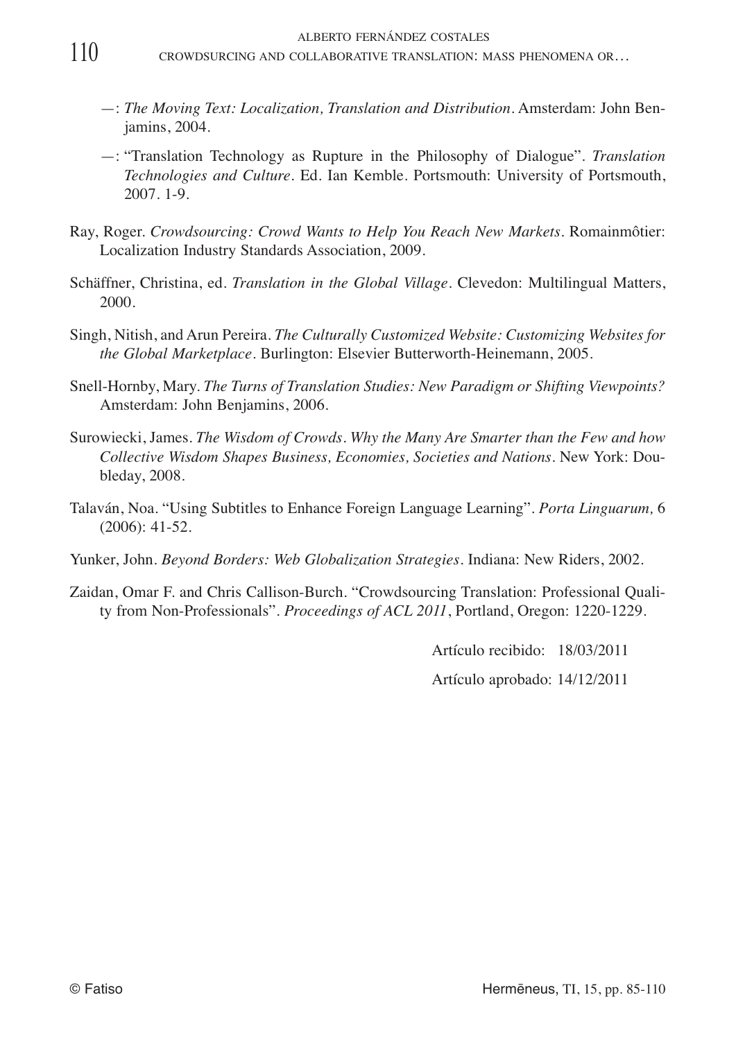—: *The Moving Text: Localization, Translation and Distribution*. Amsterdam: John Benjamins, 2004.

—: "Translation Technology as Rupture in the Philosophy of Dialogue". *Translation Technologies and Culture*. Ed. Ian Kemble. Portsmouth: University of Portsmouth, 2007. 1-9.

Ray, Roger. *Crowdsourcing: Crowd Wants to Help You Reach New Markets*. Romainmôtier: Localization Industry Standards Association, 2009.

Schäffner, Christina, ed. *Translation in the Global Village*. Clevedon: Multilingual Matters, 2000.

Singh, Nitish, and Arun Pereira. *The Culturally Customized Website: Customizing Websites for the Global Marketplace*. Burlington: Elsevier Butterworth-Heinemann, 2005.

Snell-Hornby, Mary. *The Turns of Translation Studies: New Paradigm or Shifting Viewpoints?* Amsterdam: John Benjamins, 2006.

Surowiecki, James. *The Wisdom of Crowds. Why the Many Are Smarter than the Few and how Collective Wisdom Shapes Business, Economies, Societies and Nations*. New York: Doubleday, 2008.

Talaván, Noa. "Using Subtitles to Enhance Foreign Language Learning". *Porta Linguarum,* 6 (2006): 41-52.

Yunker, John. *Beyond Borders: Web Globalization Strategies*. Indiana: New Riders, 2002.

Zaidan, Omar F. and Chris Callison-Burch. "Crowdsourcing Translation: Professional Quality from Non-Professionals". *Proceedings of ACL 2011*, Portland, Oregon: 1220-1229.

Artículo recibido: 18/03/2011

Artículo aprobado: 14/12/2011